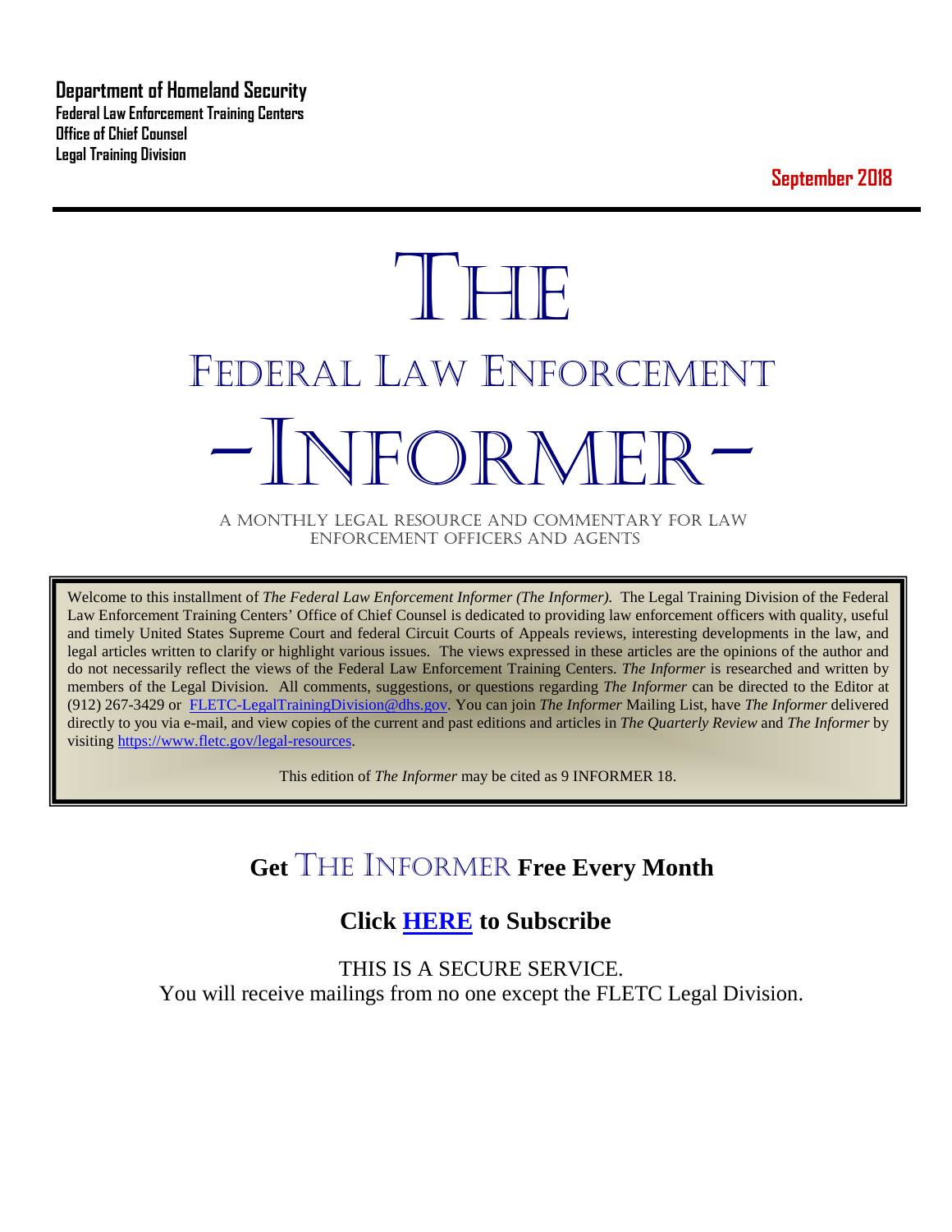**Department of Homeland Security**
**Federal Law Enforcement Training Centers**
**Office of Chief Counsel**
**Legal Training Division**

**September 2018**

# THE

# FEDERAL LAW ENFORCEMENT

# -INFORMER-

A MONTHLY LEGAL RESOURCE AND COMMENTARY FOR LAW ENFORCEMENT OFFICERS AND AGENTS

Welcome to this installment of *The Federal Law Enforcement Informer (The Informer).* The Legal Training Division of the Federal Law Enforcement Training Centers' Office of Chief Counsel is dedicated to providing law enforcement officers with quality, useful and timely United States Supreme Court and federal Circuit Courts of Appeals reviews, interesting developments in the law, and legal articles written to clarify or highlight various issues. The views expressed in these articles are the opinions of the author and do not necessarily reflect the views of the Federal Law Enforcement Training Centers. *The Informer* is researched and written by members of the Legal Division. All comments, suggestions, or questions regarding *The Informer* can be directed to the Editor at (912) 267-3429 or [FLETC-LegalTrainingDivision@dhs.gov](mailto:FLETC-LegalTrainingDivision@dhs.gov). You can join *The Informer* Mailing List, have *The Informer* delivered directly to you via e-mail, and view copies of the current and past editions and articles in *The Quarterly Review* and *The Informer* by visiting [https://www.fletc.gov/legal-resources](https://www.fletc.gov/legal-resources).

This edition of *The Informer* may be cited as 9 INFORMER 18.

## Get THE INFORMER Free Every Month

## Click HERE to Subscribe

THIS IS A SECURE SERVICE.
You will receive mailings from no one except the FLETC Legal Division.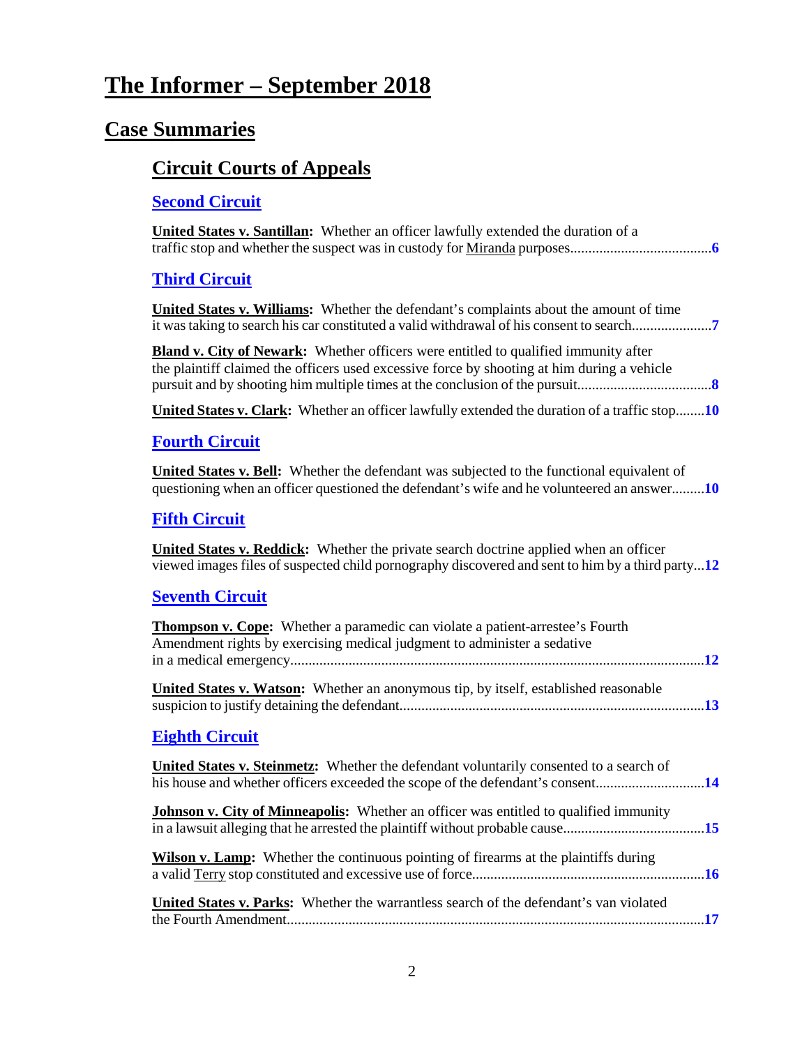# The Informer – September 2018

## Case Summaries

### Circuit Courts of Appeals

#### Second Circuit

**United States v. Santillan:** Whether an officer lawfully extended the duration of a traffic stop and whether the suspect was in custody for Miranda purposes....................................... **6**

#### Third Circuit

**United States v. Williams:** Whether the defendant's complaints about the amount of time it was taking to search his car constituted a valid withdrawal of his consent to search...................... **7**

**Bland v. City of Newark:** Whether officers were entitled to qualified immunity after the plaintiff claimed the officers used excessive force by shooting at him during a vehicle pursuit and by shooting him multiple times at the conclusion of the pursuit..................................... **8**

**United States v. Clark:** Whether an officer lawfully extended the duration of a traffic stop........ **10**

#### Fourth Circuit

**United States v. Bell:** Whether the defendant was subjected to the functional equivalent of questioning when an officer questioned the defendant's wife and he volunteered an answer......... **10**

#### Fifth Circuit

**United States v. Reddick:** Whether the private search doctrine applied when an officer viewed images files of suspected child pornography discovered and sent to him by a third party... **12**

#### Seventh Circuit

**Thompson v. Cope:** Whether a paramedic can violate a patient-arrestee's Fourth Amendment rights by exercising medical judgment to administer a sedative in a medical emergency.................................................................................................................. **12**

**United States v. Watson:** Whether an anonymous tip, by itself, established reasonable suspicion to justify detaining the defendant.................................................................................... **13**

#### Eighth Circuit

**United States v. Steinmetz:** Whether the defendant voluntarily consented to a search of his house and whether officers exceeded the scope of the defendant's consent.............................. **14**

**Johnson v. City of Minneapolis:** Whether an officer was entitled to qualified immunity in a lawsuit alleging that he arrested the plaintiff without probable cause....................................... **15**

**Wilson v. Lamp:** Whether the continuous pointing of firearms at the plaintiffs during a valid Terry stop constituted and excessive use of force................................................................ **16**

**United States v. Parks:** Whether the warrantless search of the defendant's van violated the Fourth Amendment.................................................................................................................. **17**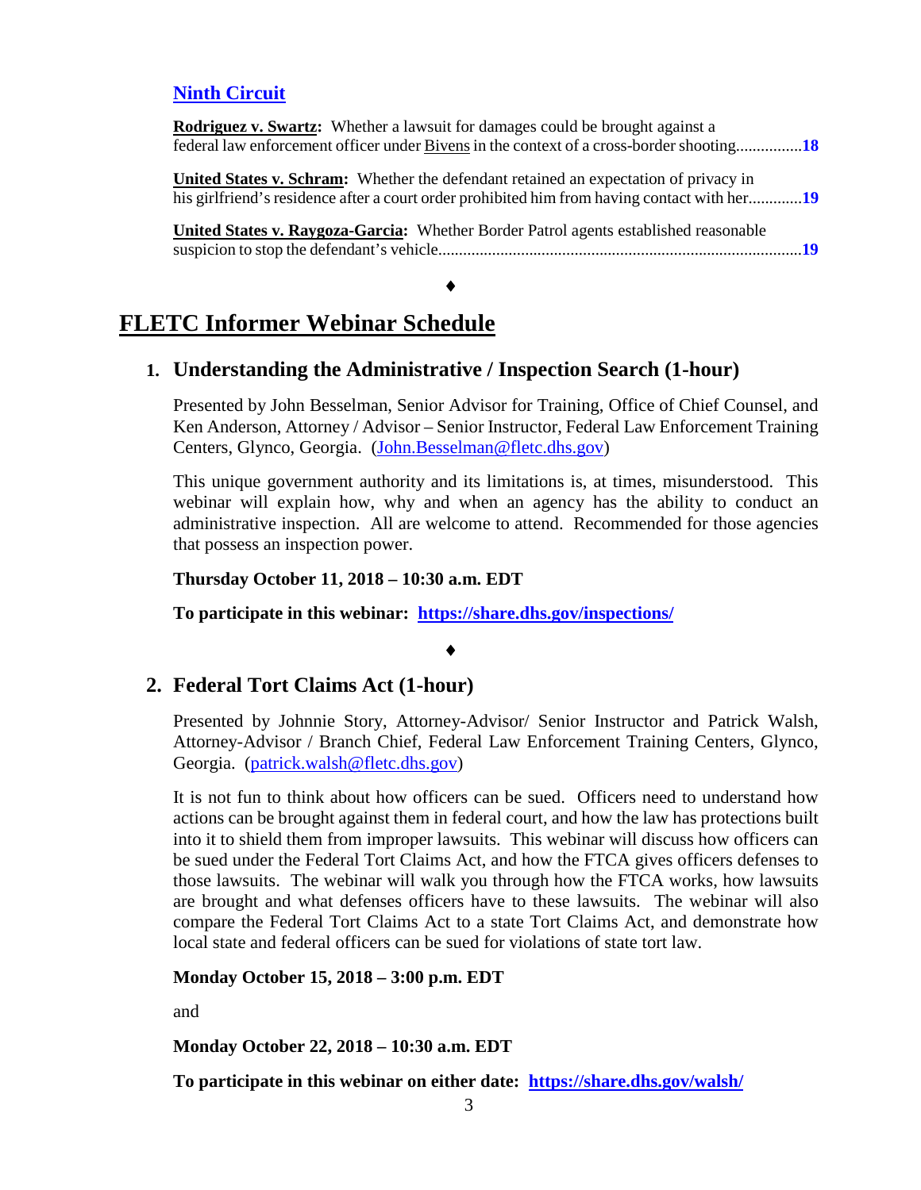### Ninth Circuit

**Rodriguez v. Swartz:** Whether a lawsuit for damages could be brought against a federal law enforcement officer under Bivens in the context of a cross-border shooting................**18**

**United States v. Schram:** Whether the defendant retained an expectation of privacy in his girlfriend's residence after a court order prohibited him from having contact with her.............**19**

**United States v. Raygoza-Garcia:** Whether Border Patrol agents established reasonable suspicion to stop the defendant's vehicle.......................................................................................**19**

♦

# FLETC Informer Webinar Schedule

## 1. Understanding the Administrative / Inspection Search (1-hour)

Presented by John Besselman, Senior Advisor for Training, Office of Chief Counsel, and Ken Anderson, Attorney / Advisor – Senior Instructor, Federal Law Enforcement Training Centers, Glynco, Georgia. (John.Besselman@fletc.dhs.gov)

This unique government authority and its limitations is, at times, misunderstood. This webinar will explain how, why and when an agency has the ability to conduct an administrative inspection. All are welcome to attend. Recommended for those agencies that possess an inspection power.

**Thursday October 11, 2018 – 10:30 a.m. EDT**

**To participate in this webinar: https://share.dhs.gov/inspections/**

♦

## 2. Federal Tort Claims Act (1-hour)

Presented by Johnnie Story, Attorney-Advisor/ Senior Instructor and Patrick Walsh, Attorney-Advisor / Branch Chief, Federal Law Enforcement Training Centers, Glynco, Georgia. (patrick.walsh@fletc.dhs.gov)

It is not fun to think about how officers can be sued. Officers need to understand how actions can be brought against them in federal court, and how the law has protections built into it to shield them from improper lawsuits. This webinar will discuss how officers can be sued under the Federal Tort Claims Act, and how the FTCA gives officers defenses to those lawsuits. The webinar will walk you through how the FTCA works, how lawsuits are brought and what defenses officers have to these lawsuits. The webinar will also compare the Federal Tort Claims Act to a state Tort Claims Act, and demonstrate how local state and federal officers can be sued for violations of state tort law.

**Monday October 15, 2018 – 3:00 p.m. EDT**

and

**Monday October 22, 2018 – 10:30 a.m. EDT**

**To participate in this webinar on either date: https://share.dhs.gov/walsh/**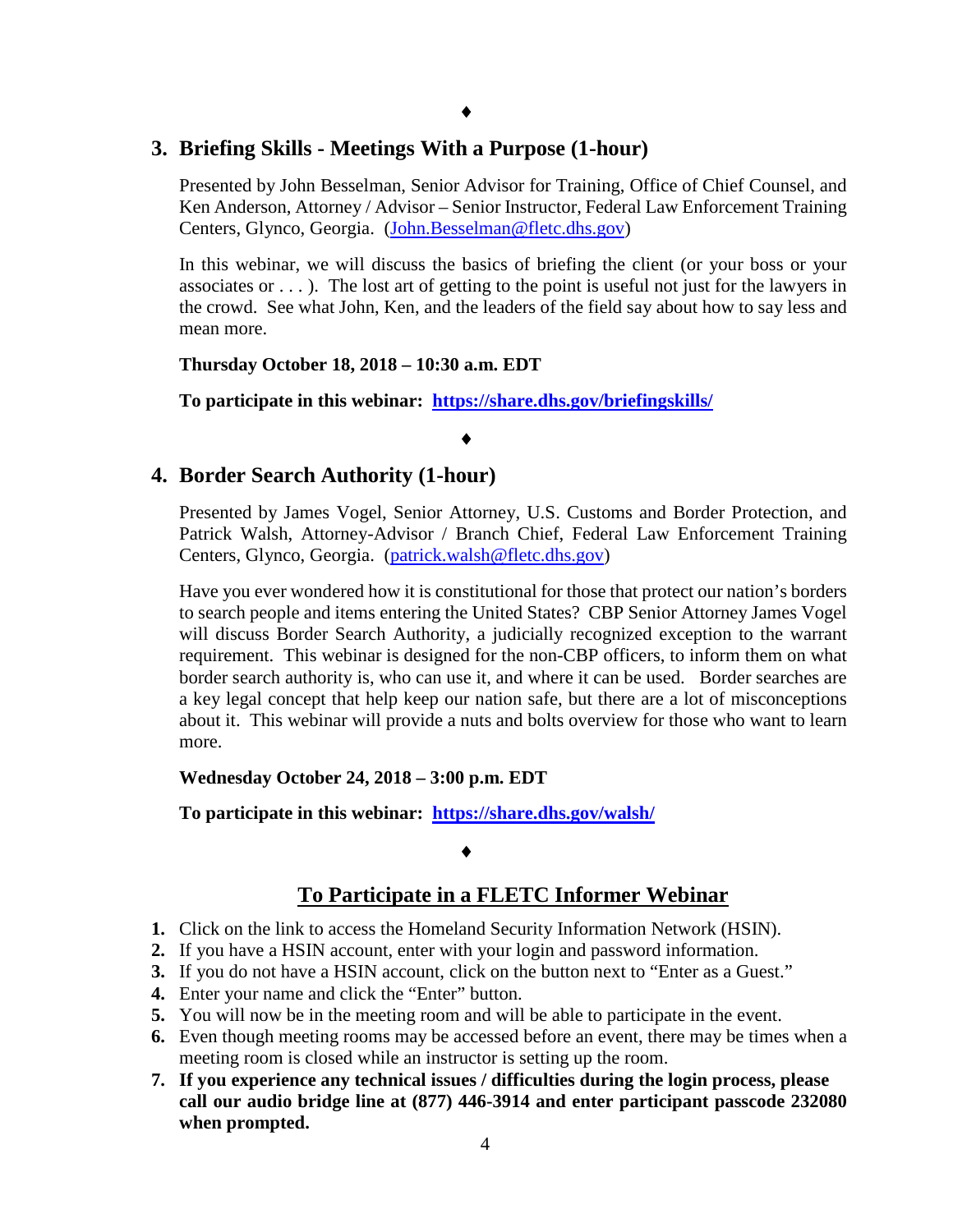♦

## 3. Briefing Skills - Meetings With a Purpose (1-hour)

Presented by John Besselman, Senior Advisor for Training, Office of Chief Counsel, and Ken Anderson, Attorney / Advisor – Senior Instructor, Federal Law Enforcement Training Centers, Glynco, Georgia. (John.Besselman@fletc.dhs.gov)

In this webinar, we will discuss the basics of briefing the client (or your boss or your associates or . . . ). The lost art of getting to the point is useful not just for the lawyers in the crowd. See what John, Ken, and the leaders of the field say about how to say less and mean more.

**Thursday October 18, 2018 – 10:30 a.m. EDT**

**To participate in this webinar: https://share.dhs.gov/briefingskills/**

♦

## 4. Border Search Authority (1-hour)

Presented by James Vogel, Senior Attorney, U.S. Customs and Border Protection, and Patrick Walsh, Attorney-Advisor / Branch Chief, Federal Law Enforcement Training Centers, Glynco, Georgia. (patrick.walsh@fletc.dhs.gov)

Have you ever wondered how it is constitutional for those that protect our nation's borders to search people and items entering the United States? CBP Senior Attorney James Vogel will discuss Border Search Authority, a judicially recognized exception to the warrant requirement. This webinar is designed for the non-CBP officers, to inform them on what border search authority is, who can use it, and where it can be used. Border searches are a key legal concept that help keep our nation safe, but there are a lot of misconceptions about it. This webinar will provide a nuts and bolts overview for those who want to learn more.

**Wednesday October 24, 2018 – 3:00 p.m. EDT**

**To participate in this webinar: https://share.dhs.gov/walsh/**

♦

## To Participate in a FLETC Informer Webinar

1. Click on the link to access the Homeland Security Information Network (HSIN).
2. If you have a HSIN account, enter with your login and password information.
3. If you do not have a HSIN account, click on the button next to "Enter as a Guest."
4. Enter your name and click the "Enter" button.
5. You will now be in the meeting room and will be able to participate in the event.
6. Even though meeting rooms may be accessed before an event, there may be times when a meeting room is closed while an instructor is setting up the room.
7. **If you experience any technical issues / difficulties during the login process, please call our audio bridge line at (877) 446-3914 and enter participant passcode 232080 when prompted.**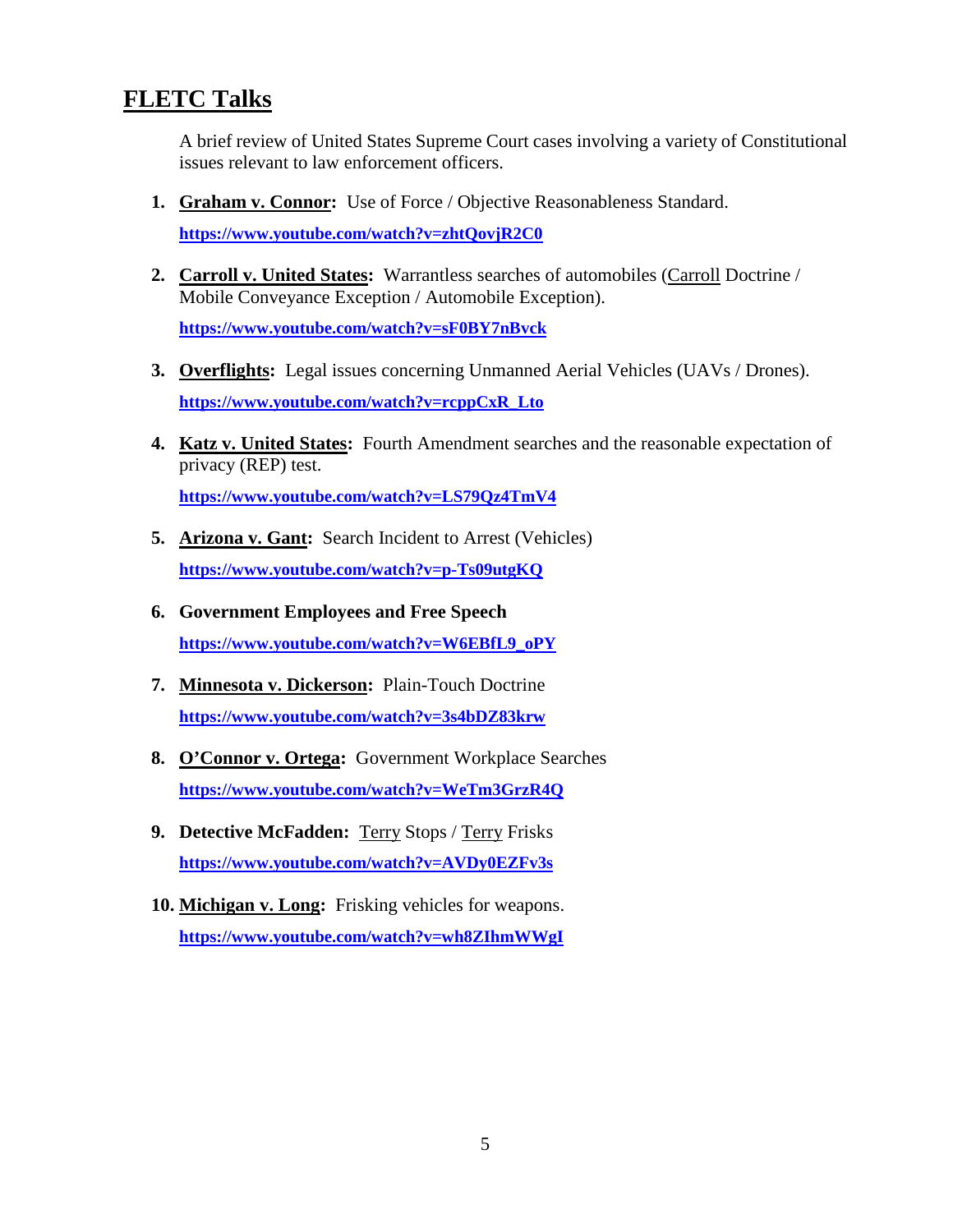## **FLETC Talks**

A brief review of United States Supreme Court cases involving a variety of Constitutional issues relevant to law enforcement officers.

1. **Graham v. Connor:** Use of Force / Objective Reasonableness Standard.

   **https://www.youtube.com/watch?v=zhtQovjR2C0**

2. **Carroll v. United States:** Warrantless searches of automobiles (Carroll Doctrine / Mobile Conveyance Exception / Automobile Exception).

   **https://www.youtube.com/watch?v=sF0BY7nBvck**

3. **Overflights:** Legal issues concerning Unmanned Aerial Vehicles (UAVs / Drones).

   **https://www.youtube.com/watch?v=rcppCxR_Lto**

4. **Katz v. United States:** Fourth Amendment searches and the reasonable expectation of privacy (REP) test.

   **https://www.youtube.com/watch?v=LS79Qz4TmV4**

5. **Arizona v. Gant:** Search Incident to Arrest (Vehicles)

   **https://www.youtube.com/watch?v=p-Ts09utgKQ**

6. **Government Employees and Free Speech**

   **https://www.youtube.com/watch?v=W6EBfL9_oPY**

7. **Minnesota v. Dickerson:** Plain-Touch Doctrine

   **https://www.youtube.com/watch?v=3s4bDZ83krw**

8. **O'Connor v. Ortega:** Government Workplace Searches

   **https://www.youtube.com/watch?v=WeTm3GrzR4Q**

9. **Detective McFadden:** Terry Stops / Terry Frisks

   **https://www.youtube.com/watch?v=AVDy0EZFv3s**

10. **Michigan v. Long:** Frisking vehicles for weapons.

    **https://www.youtube.com/watch?v=wh8ZIhmWWgI**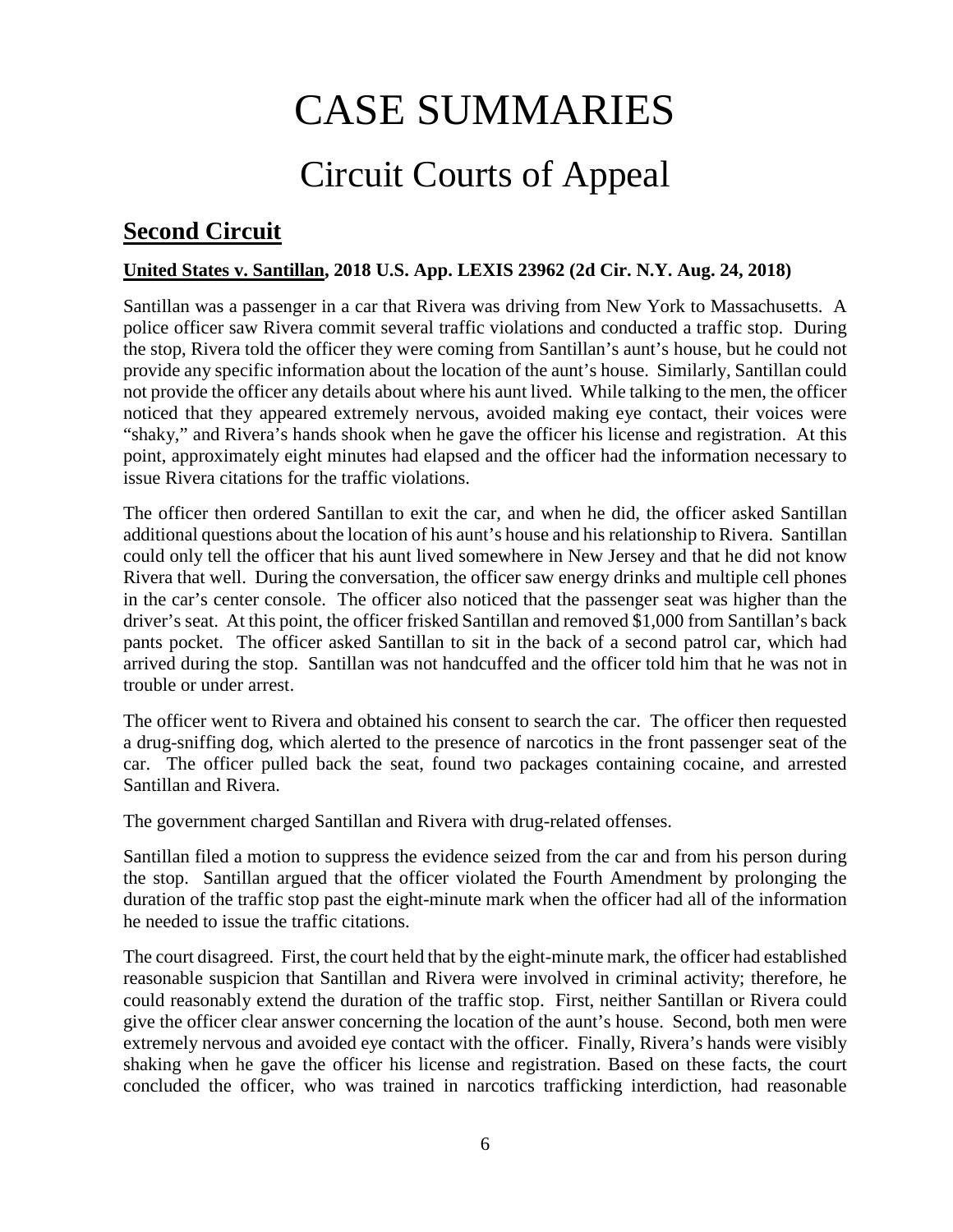# CASE SUMMARIES

# Circuit Courts of Appeal

## Second Circuit

**United States v. Santillan, 2018 U.S. App. LEXIS 23962 (2d Cir. N.Y. Aug. 24, 2018)**

Santillan was a passenger in a car that Rivera was driving from New York to Massachusetts. A police officer saw Rivera commit several traffic violations and conducted a traffic stop. During the stop, Rivera told the officer they were coming from Santillan's aunt's house, but he could not provide any specific information about the location of the aunt's house. Similarly, Santillan could not provide the officer any details about where his aunt lived. While talking to the men, the officer noticed that they appeared extremely nervous, avoided making eye contact, their voices were "shaky," and Rivera's hands shook when he gave the officer his license and registration. At this point, approximately eight minutes had elapsed and the officer had the information necessary to issue Rivera citations for the traffic violations.

The officer then ordered Santillan to exit the car, and when he did, the officer asked Santillan additional questions about the location of his aunt's house and his relationship to Rivera. Santillan could only tell the officer that his aunt lived somewhere in New Jersey and that he did not know Rivera that well. During the conversation, the officer saw energy drinks and multiple cell phones in the car's center console. The officer also noticed that the passenger seat was higher than the driver's seat. At this point, the officer frisked Santillan and removed $1,000 from Santillan's back pants pocket. The officer asked Santillan to sit in the back of a second patrol car, which had arrived during the stop. Santillan was not handcuffed and the officer told him that he was not in trouble or under arrest.

The officer went to Rivera and obtained his consent to search the car. The officer then requested a drug-sniffing dog, which alerted to the presence of narcotics in the front passenger seat of the car. The officer pulled back the seat, found two packages containing cocaine, and arrested Santillan and Rivera.

The government charged Santillan and Rivera with drug-related offenses.

Santillan filed a motion to suppress the evidence seized from the car and from his person during the stop. Santillan argued that the officer violated the Fourth Amendment by prolonging the duration of the traffic stop past the eight-minute mark when the officer had all of the information he needed to issue the traffic citations.

The court disagreed. First, the court held that by the eight-minute mark, the officer had established reasonable suspicion that Santillan and Rivera were involved in criminal activity; therefore, he could reasonably extend the duration of the traffic stop. First, neither Santillan or Rivera could give the officer clear answer concerning the location of the aunt's house. Second, both men were extremely nervous and avoided eye contact with the officer. Finally, Rivera's hands were visibly shaking when he gave the officer his license and registration. Based on these facts, the court concluded the officer, who was trained in narcotics trafficking interdiction, had reasonable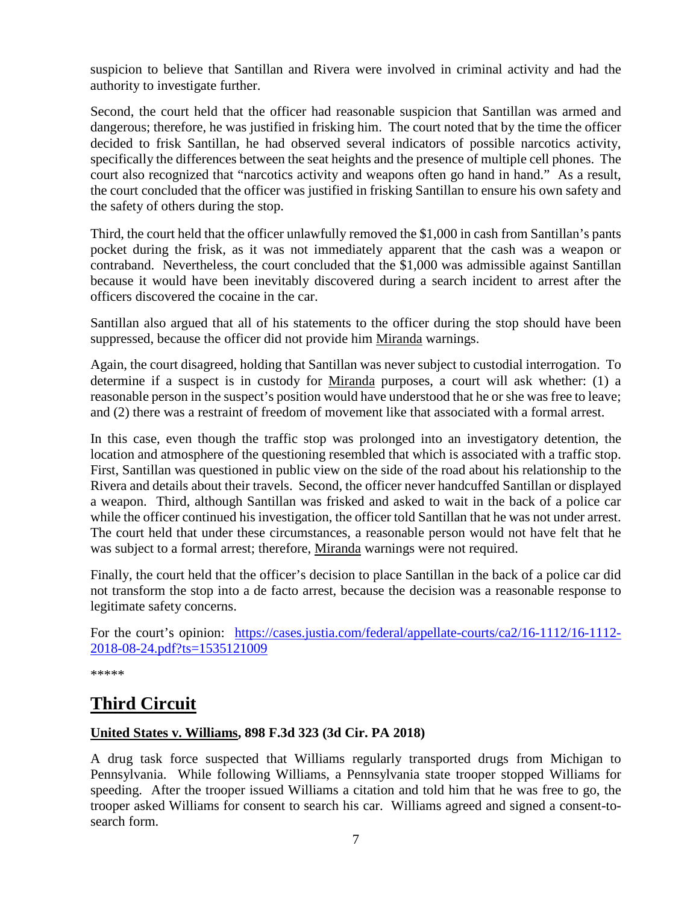suspicion to believe that Santillan and Rivera were involved in criminal activity and had the authority to investigate further.

Second, the court held that the officer had reasonable suspicion that Santillan was armed and dangerous; therefore, he was justified in frisking him. The court noted that by the time the officer decided to frisk Santillan, he had observed several indicators of possible narcotics activity, specifically the differences between the seat heights and the presence of multiple cell phones. The court also recognized that "narcotics activity and weapons often go hand in hand." As a result, the court concluded that the officer was justified in frisking Santillan to ensure his own safety and the safety of others during the stop.

Third, the court held that the officer unlawfully removed the $1,000 in cash from Santillan's pants pocket during the frisk, as it was not immediately apparent that the cash was a weapon or contraband. Nevertheless, the court concluded that the $1,000 was admissible against Santillan because it would have been inevitably discovered during a search incident to arrest after the officers discovered the cocaine in the car.

Santillan also argued that all of his statements to the officer during the stop should have been suppressed, because the officer did not provide him Miranda warnings.

Again, the court disagreed, holding that Santillan was never subject to custodial interrogation. To determine if a suspect is in custody for Miranda purposes, a court will ask whether: (1) a reasonable person in the suspect's position would have understood that he or she was free to leave; and (2) there was a restraint of freedom of movement like that associated with a formal arrest.

In this case, even though the traffic stop was prolonged into an investigatory detention, the location and atmosphere of the questioning resembled that which is associated with a traffic stop. First, Santillan was questioned in public view on the side of the road about his relationship to the Rivera and details about their travels. Second, the officer never handcuffed Santillan or displayed a weapon. Third, although Santillan was frisked and asked to wait in the back of a police car while the officer continued his investigation, the officer told Santillan that he was not under arrest. The court held that under these circumstances, a reasonable person would not have felt that he was subject to a formal arrest; therefore, Miranda warnings were not required.

Finally, the court held that the officer's decision to place Santillan in the back of a police car did not transform the stop into a de facto arrest, because the decision was a reasonable response to legitimate safety concerns.

For the court's opinion: [https://cases.justia.com/federal/appellate-courts/ca2/16-1112/16-1112-2018-08-24.pdf?ts=1535121009](https://cases.justia.com/federal/appellate-courts/ca2/16-1112/16-1112-2018-08-24.pdf?ts=1535121009)

*****

## Third Circuit

**United States v. Williams, 898 F.3d 323 (3d Cir. PA 2018)**

A drug task force suspected that Williams regularly transported drugs from Michigan to Pennsylvania. While following Williams, a Pennsylvania state trooper stopped Williams for speeding. After the trooper issued Williams a citation and told him that he was free to go, the trooper asked Williams for consent to search his car. Williams agreed and signed a consent-to-search form.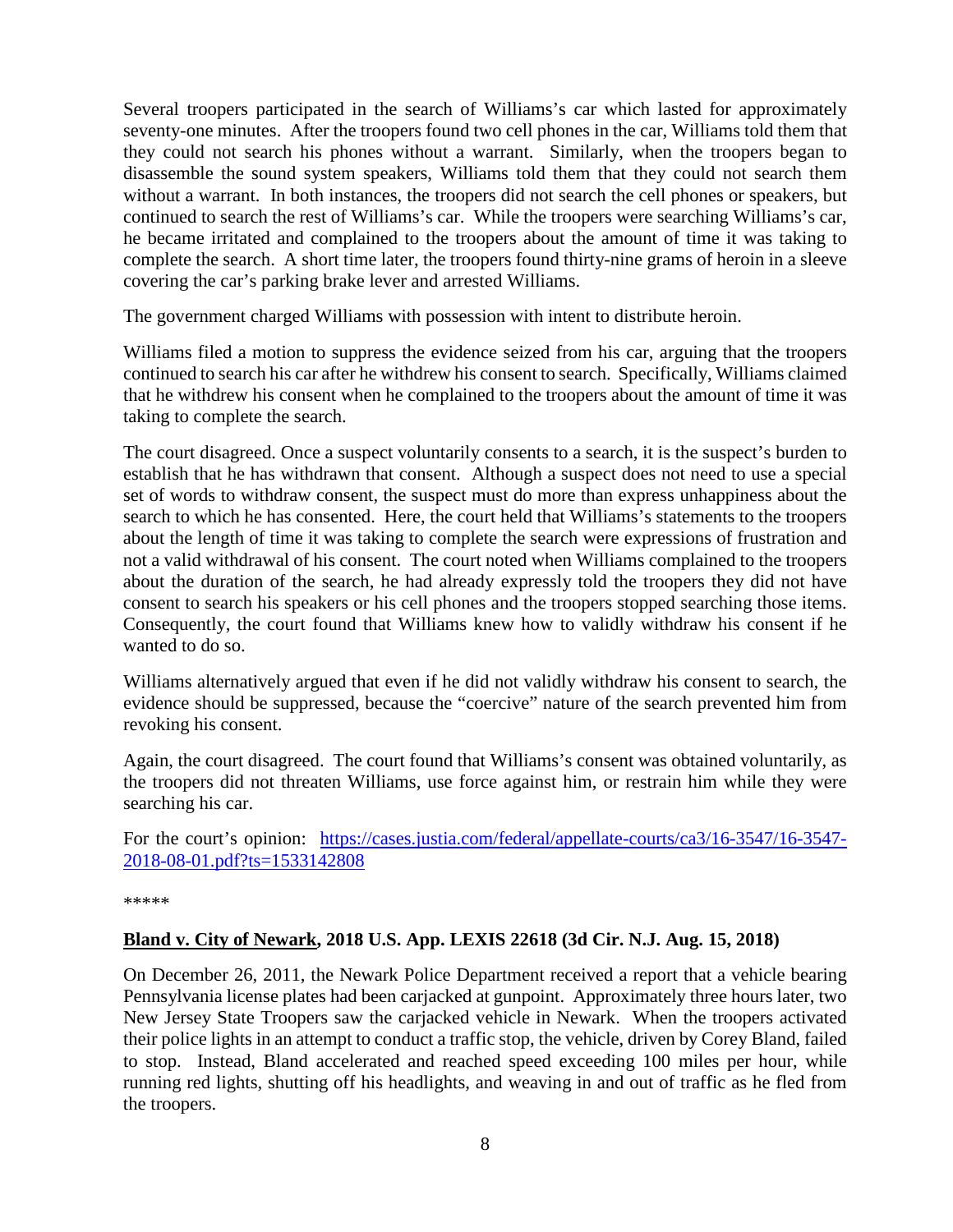Several troopers participated in the search of Williams's car which lasted for approximately seventy-one minutes. After the troopers found two cell phones in the car, Williams told them that they could not search his phones without a warrant. Similarly, when the troopers began to disassemble the sound system speakers, Williams told them that they could not search them without a warrant. In both instances, the troopers did not search the cell phones or speakers, but continued to search the rest of Williams's car. While the troopers were searching Williams's car, he became irritated and complained to the troopers about the amount of time it was taking to complete the search. A short time later, the troopers found thirty-nine grams of heroin in a sleeve covering the car's parking brake lever and arrested Williams.

The government charged Williams with possession with intent to distribute heroin.

Williams filed a motion to suppress the evidence seized from his car, arguing that the troopers continued to search his car after he withdrew his consent to search. Specifically, Williams claimed that he withdrew his consent when he complained to the troopers about the amount of time it was taking to complete the search.

The court disagreed. Once a suspect voluntarily consents to a search, it is the suspect's burden to establish that he has withdrawn that consent. Although a suspect does not need to use a special set of words to withdraw consent, the suspect must do more than express unhappiness about the search to which he has consented. Here, the court held that Williams's statements to the troopers about the length of time it was taking to complete the search were expressions of frustration and not a valid withdrawal of his consent. The court noted when Williams complained to the troopers about the duration of the search, he had already expressly told the troopers they did not have consent to search his speakers or his cell phones and the troopers stopped searching those items. Consequently, the court found that Williams knew how to validly withdraw his consent if he wanted to do so.

Williams alternatively argued that even if he did not validly withdraw his consent to search, the evidence should be suppressed, because the "coercive" nature of the search prevented him from revoking his consent.

Again, the court disagreed. The court found that Williams's consent was obtained voluntarily, as the troopers did not threaten Williams, use force against him, or restrain him while they were searching his car.

For the court's opinion: [https://cases.justia.com/federal/appellate-courts/ca3/16-3547/16-3547-2018-08-01.pdf?ts=1533142808](https://cases.justia.com/federal/appellate-courts/ca3/16-3547/16-3547-2018-08-01.pdf?ts=1533142808)

*****

**Bland v. City of Newark, 2018 U.S. App. LEXIS 22618 (3d Cir. N.J. Aug. 15, 2018)**

On December 26, 2011, the Newark Police Department received a report that a vehicle bearing Pennsylvania license plates had been carjacked at gunpoint. Approximately three hours later, two New Jersey State Troopers saw the carjacked vehicle in Newark. When the troopers activated their police lights in an attempt to conduct a traffic stop, the vehicle, driven by Corey Bland, failed to stop. Instead, Bland accelerated and reached speed exceeding 100 miles per hour, while running red lights, shutting off his headlights, and weaving in and out of traffic as he fled from the troopers.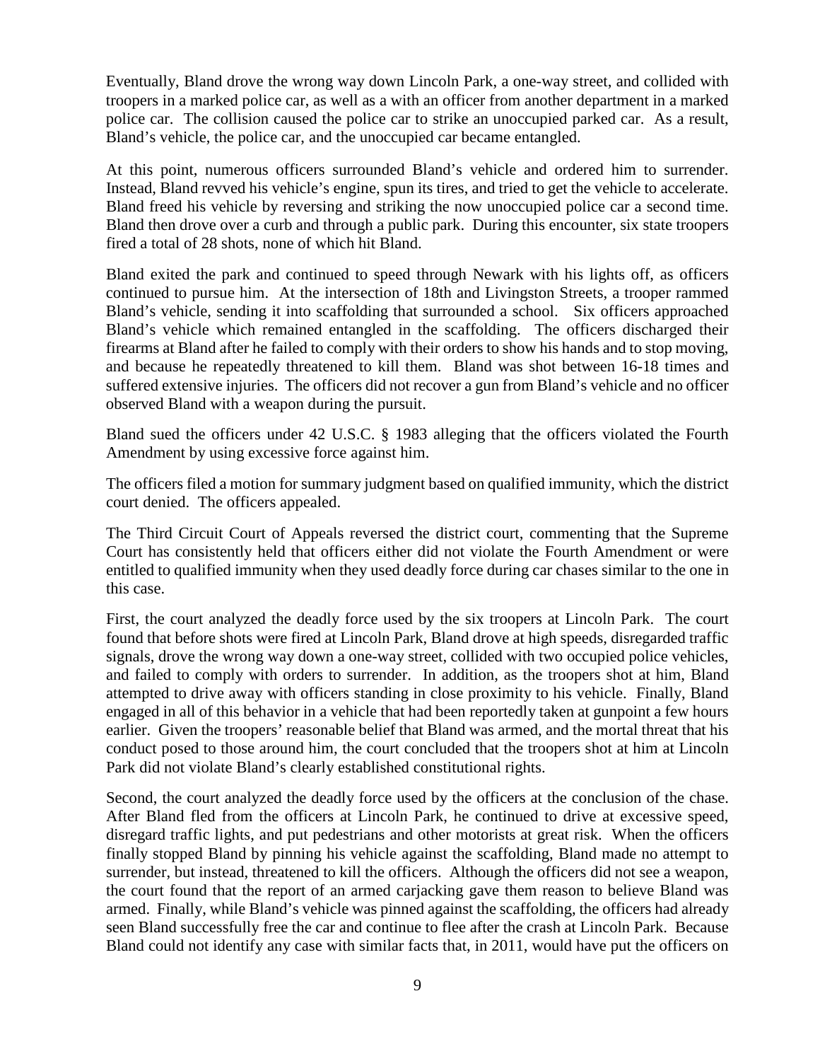Eventually, Bland drove the wrong way down Lincoln Park, a one-way street, and collided with troopers in a marked police car, as well as a with an officer from another department in a marked police car. The collision caused the police car to strike an unoccupied parked car. As a result, Bland's vehicle, the police car, and the unoccupied car became entangled.

At this point, numerous officers surrounded Bland's vehicle and ordered him to surrender. Instead, Bland revved his vehicle's engine, spun its tires, and tried to get the vehicle to accelerate. Bland freed his vehicle by reversing and striking the now unoccupied police car a second time. Bland then drove over a curb and through a public park. During this encounter, six state troopers fired a total of 28 shots, none of which hit Bland.

Bland exited the park and continued to speed through Newark with his lights off, as officers continued to pursue him. At the intersection of 18th and Livingston Streets, a trooper rammed Bland's vehicle, sending it into scaffolding that surrounded a school. Six officers approached Bland's vehicle which remained entangled in the scaffolding. The officers discharged their firearms at Bland after he failed to comply with their orders to show his hands and to stop moving, and because he repeatedly threatened to kill them. Bland was shot between 16-18 times and suffered extensive injuries. The officers did not recover a gun from Bland's vehicle and no officer observed Bland with a weapon during the pursuit.

Bland sued the officers under 42 U.S.C. § 1983 alleging that the officers violated the Fourth Amendment by using excessive force against him.

The officers filed a motion for summary judgment based on qualified immunity, which the district court denied. The officers appealed.

The Third Circuit Court of Appeals reversed the district court, commenting that the Supreme Court has consistently held that officers either did not violate the Fourth Amendment or were entitled to qualified immunity when they used deadly force during car chases similar to the one in this case.

First, the court analyzed the deadly force used by the six troopers at Lincoln Park. The court found that before shots were fired at Lincoln Park, Bland drove at high speeds, disregarded traffic signals, drove the wrong way down a one-way street, collided with two occupied police vehicles, and failed to comply with orders to surrender. In addition, as the troopers shot at him, Bland attempted to drive away with officers standing in close proximity to his vehicle. Finally, Bland engaged in all of this behavior in a vehicle that had been reportedly taken at gunpoint a few hours earlier. Given the troopers' reasonable belief that Bland was armed, and the mortal threat that his conduct posed to those around him, the court concluded that the troopers shot at him at Lincoln Park did not violate Bland's clearly established constitutional rights.

Second, the court analyzed the deadly force used by the officers at the conclusion of the chase. After Bland fled from the officers at Lincoln Park, he continued to drive at excessive speed, disregard traffic lights, and put pedestrians and other motorists at great risk. When the officers finally stopped Bland by pinning his vehicle against the scaffolding, Bland made no attempt to surrender, but instead, threatened to kill the officers. Although the officers did not see a weapon, the court found that the report of an armed carjacking gave them reason to believe Bland was armed. Finally, while Bland's vehicle was pinned against the scaffolding, the officers had already seen Bland successfully free the car and continue to flee after the crash at Lincoln Park. Because Bland could not identify any case with similar facts that, in 2011, would have put the officers on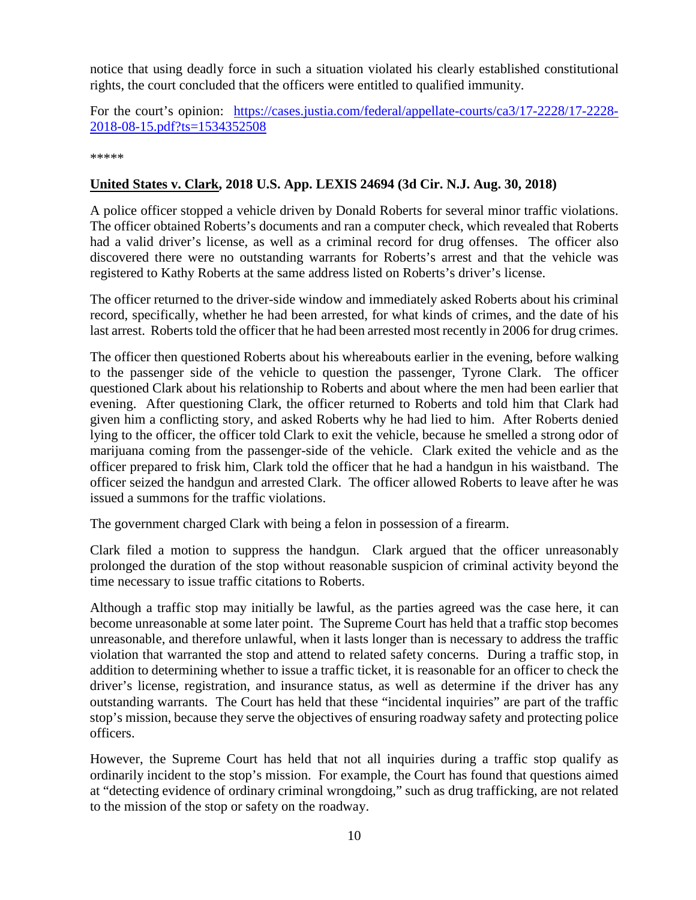notice that using deadly force in such a situation violated his clearly established constitutional rights, the court concluded that the officers were entitled to qualified immunity.

For the court's opinion: [https://cases.justia.com/federal/appellate-courts/ca3/17-2228/17-2228-2018-08-15.pdf?ts=1534352508](https://cases.justia.com/federal/appellate-courts/ca3/17-2228/17-2228-2018-08-15.pdf?ts=1534352508)

*****

**United States v. Clark, 2018 U.S. App. LEXIS 24694 (3d Cir. N.J. Aug. 30, 2018)**

A police officer stopped a vehicle driven by Donald Roberts for several minor traffic violations. The officer obtained Roberts's documents and ran a computer check, which revealed that Roberts had a valid driver's license, as well as a criminal record for drug offenses. The officer also discovered there were no outstanding warrants for Roberts's arrest and that the vehicle was registered to Kathy Roberts at the same address listed on Roberts's driver's license.

The officer returned to the driver-side window and immediately asked Roberts about his criminal record, specifically, whether he had been arrested, for what kinds of crimes, and the date of his last arrest. Roberts told the officer that he had been arrested most recently in 2006 for drug crimes.

The officer then questioned Roberts about his whereabouts earlier in the evening, before walking to the passenger side of the vehicle to question the passenger, Tyrone Clark. The officer questioned Clark about his relationship to Roberts and about where the men had been earlier that evening. After questioning Clark, the officer returned to Roberts and told him that Clark had given him a conflicting story, and asked Roberts why he had lied to him. After Roberts denied lying to the officer, the officer told Clark to exit the vehicle, because he smelled a strong odor of marijuana coming from the passenger-side of the vehicle. Clark exited the vehicle and as the officer prepared to frisk him, Clark told the officer that he had a handgun in his waistband. The officer seized the handgun and arrested Clark. The officer allowed Roberts to leave after he was issued a summons for the traffic violations.

The government charged Clark with being a felon in possession of a firearm.

Clark filed a motion to suppress the handgun. Clark argued that the officer unreasonably prolonged the duration of the stop without reasonable suspicion of criminal activity beyond the time necessary to issue traffic citations to Roberts.

Although a traffic stop may initially be lawful, as the parties agreed was the case here, it can become unreasonable at some later point. The Supreme Court has held that a traffic stop becomes unreasonable, and therefore unlawful, when it lasts longer than is necessary to address the traffic violation that warranted the stop and attend to related safety concerns. During a traffic stop, in addition to determining whether to issue a traffic ticket, it is reasonable for an officer to check the driver's license, registration, and insurance status, as well as determine if the driver has any outstanding warrants. The Court has held that these "incidental inquiries" are part of the traffic stop's mission, because they serve the objectives of ensuring roadway safety and protecting police officers.

However, the Supreme Court has held that not all inquiries during a traffic stop qualify as ordinarily incident to the stop's mission. For example, the Court has found that questions aimed at "detecting evidence of ordinary criminal wrongdoing," such as drug trafficking, are not related to the mission of the stop or safety on the roadway.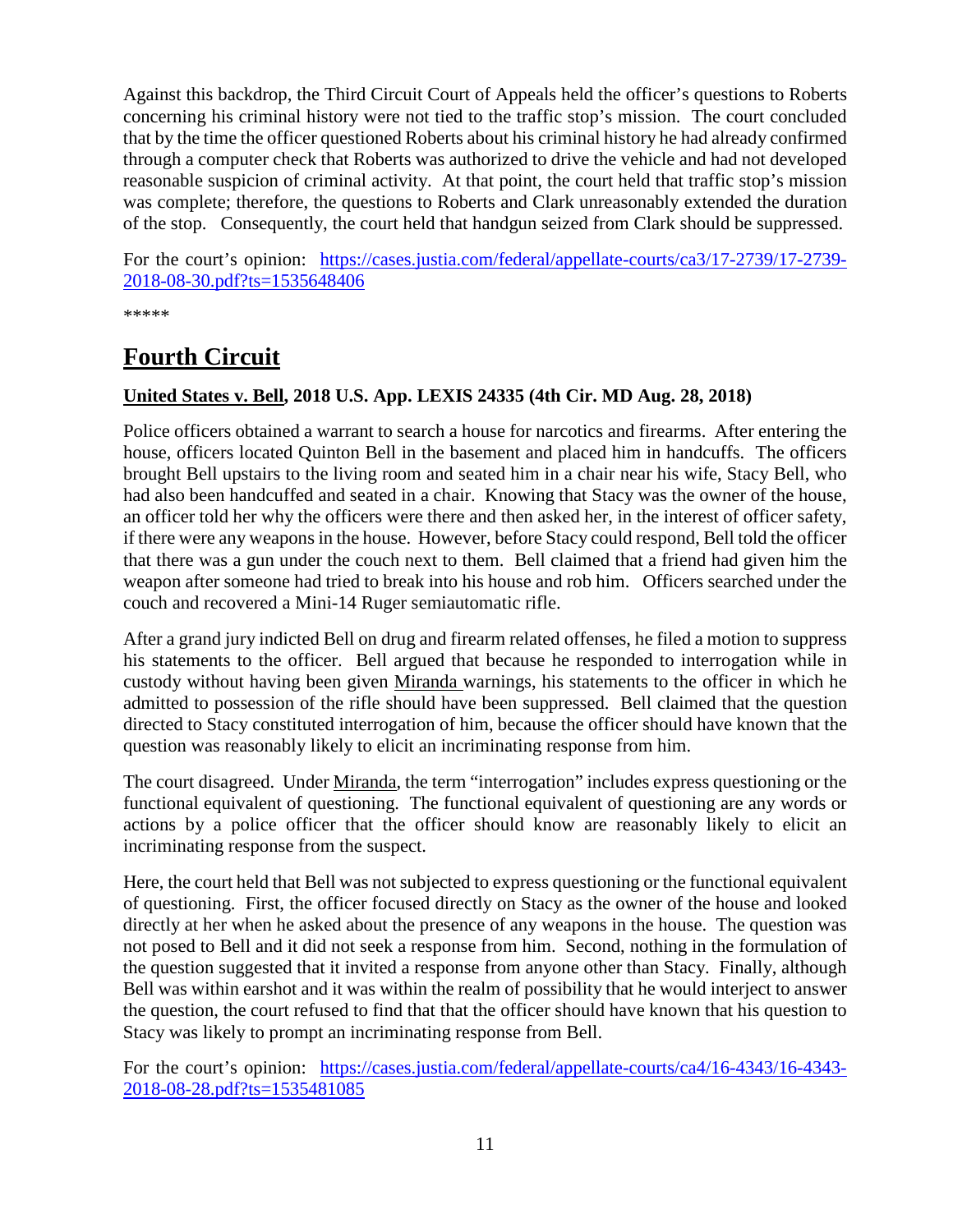Against this backdrop, the Third Circuit Court of Appeals held the officer's questions to Roberts concerning his criminal history were not tied to the traffic stop's mission. The court concluded that by the time the officer questioned Roberts about his criminal history he had already confirmed through a computer check that Roberts was authorized to drive the vehicle and had not developed reasonable suspicion of criminal activity. At that point, the court held that traffic stop's mission was complete; therefore, the questions to Roberts and Clark unreasonably extended the duration of the stop. Consequently, the court held that handgun seized from Clark should be suppressed.

For the court's opinion: [https://cases.justia.com/federal/appellate-courts/ca3/17-2739/17-2739-2018-08-30.pdf?ts=1535648406](https://cases.justia.com/federal/appellate-courts/ca3/17-2739/17-2739-2018-08-30.pdf?ts=1535648406)

*****

# Fourth Circuit

**United States v. Bell, 2018 U.S. App. LEXIS 24335 (4th Cir. MD Aug. 28, 2018)**

Police officers obtained a warrant to search a house for narcotics and firearms. After entering the house, officers located Quinton Bell in the basement and placed him in handcuffs. The officers brought Bell upstairs to the living room and seated him in a chair near his wife, Stacy Bell, who had also been handcuffed and seated in a chair. Knowing that Stacy was the owner of the house, an officer told her why the officers were there and then asked her, in the interest of officer safety, if there were any weapons in the house. However, before Stacy could respond, Bell told the officer that there was a gun under the couch next to them. Bell claimed that a friend had given him the weapon after someone had tried to break into his house and rob him. Officers searched under the couch and recovered a Mini-14 Ruger semiautomatic rifle.

After a grand jury indicted Bell on drug and firearm related offenses, he filed a motion to suppress his statements to the officer. Bell argued that because he responded to interrogation while in custody without having been given Miranda warnings, his statements to the officer in which he admitted to possession of the rifle should have been suppressed. Bell claimed that the question directed to Stacy constituted interrogation of him, because the officer should have known that the question was reasonably likely to elicit an incriminating response from him.

The court disagreed. Under Miranda, the term "interrogation" includes express questioning or the functional equivalent of questioning. The functional equivalent of questioning are any words or actions by a police officer that the officer should know are reasonably likely to elicit an incriminating response from the suspect.

Here, the court held that Bell was not subjected to express questioning or the functional equivalent of questioning. First, the officer focused directly on Stacy as the owner of the house and looked directly at her when he asked about the presence of any weapons in the house. The question was not posed to Bell and it did not seek a response from him. Second, nothing in the formulation of the question suggested that it invited a response from anyone other than Stacy. Finally, although Bell was within earshot and it was within the realm of possibility that he would interject to answer the question, the court refused to find that that the officer should have known that his question to Stacy was likely to prompt an incriminating response from Bell.

For the court's opinion: [https://cases.justia.com/federal/appellate-courts/ca4/16-4343/16-4343-2018-08-28.pdf?ts=1535481085](https://cases.justia.com/federal/appellate-courts/ca4/16-4343/16-4343-2018-08-28.pdf?ts=1535481085)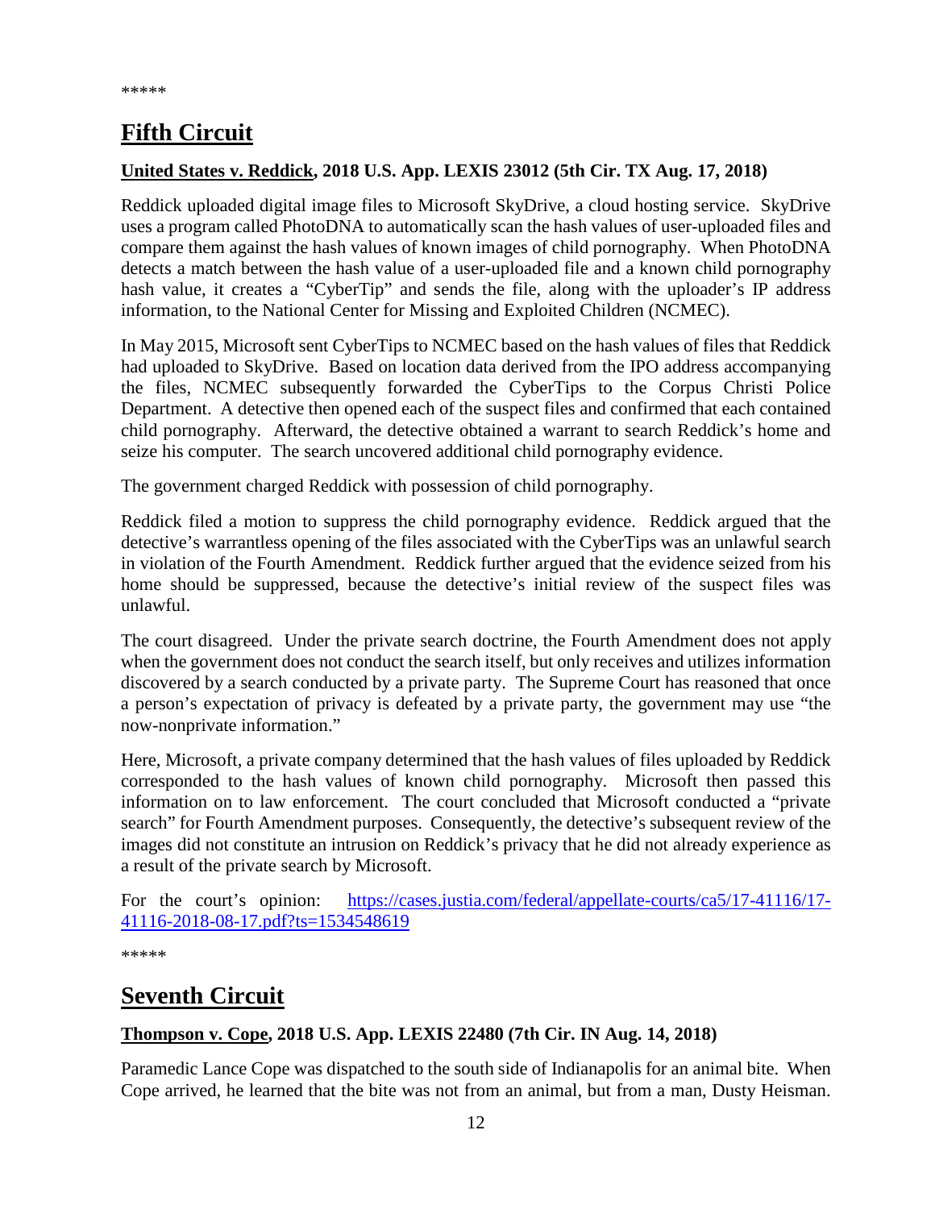*****

# Fifth Circuit

**United States v. Reddick, 2018 U.S. App. LEXIS 23012 (5th Cir. TX Aug. 17, 2018)**

Reddick uploaded digital image files to Microsoft SkyDrive, a cloud hosting service. SkyDrive uses a program called PhotoDNA to automatically scan the hash values of user-uploaded files and compare them against the hash values of known images of child pornography. When PhotoDNA detects a match between the hash value of a user-uploaded file and a known child pornography hash value, it creates a "CyberTip" and sends the file, along with the uploader's IP address information, to the National Center for Missing and Exploited Children (NCMEC).

In May 2015, Microsoft sent CyberTips to NCMEC based on the hash values of files that Reddick had uploaded to SkyDrive. Based on location data derived from the IPO address accompanying the files, NCMEC subsequently forwarded the CyberTips to the Corpus Christi Police Department. A detective then opened each of the suspect files and confirmed that each contained child pornography. Afterward, the detective obtained a warrant to search Reddick's home and seize his computer. The search uncovered additional child pornography evidence.

The government charged Reddick with possession of child pornography.

Reddick filed a motion to suppress the child pornography evidence. Reddick argued that the detective's warrantless opening of the files associated with the CyberTips was an unlawful search in violation of the Fourth Amendment. Reddick further argued that the evidence seized from his home should be suppressed, because the detective's initial review of the suspect files was unlawful.

The court disagreed. Under the private search doctrine, the Fourth Amendment does not apply when the government does not conduct the search itself, but only receives and utilizes information discovered by a search conducted by a private party. The Supreme Court has reasoned that once a person's expectation of privacy is defeated by a private party, the government may use "the now-nonprivate information."

Here, Microsoft, a private company determined that the hash values of files uploaded by Reddick corresponded to the hash values of known child pornography. Microsoft then passed this information on to law enforcement. The court concluded that Microsoft conducted a "private search" for Fourth Amendment purposes. Consequently, the detective's subsequent review of the images did not constitute an intrusion on Reddick's privacy that he did not already experience as a result of the private search by Microsoft.

For the court's opinion: [https://cases.justia.com/federal/appellate-courts/ca5/17-41116/17-41116-2018-08-17.pdf?ts=1534548619](https://cases.justia.com/federal/appellate-courts/ca5/17-41116/17-41116-2018-08-17.pdf?ts=1534548619)

*****

# Seventh Circuit

**Thompson v. Cope, 2018 U.S. App. LEXIS 22480 (7th Cir. IN Aug. 14, 2018)**

Paramedic Lance Cope was dispatched to the south side of Indianapolis for an animal bite. When Cope arrived, he learned that the bite was not from an animal, but from a man, Dusty Heisman.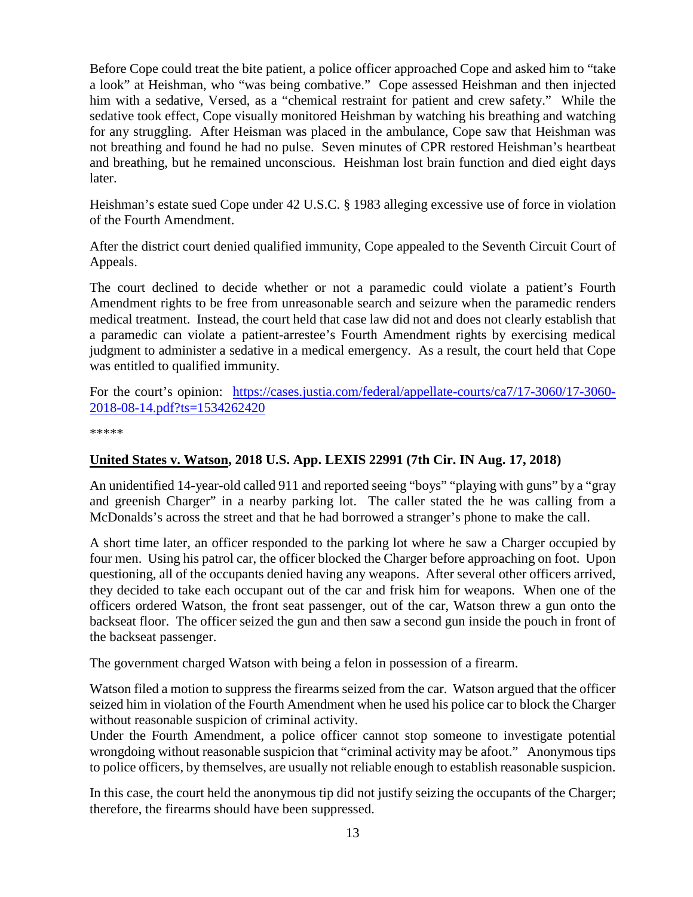Before Cope could treat the bite patient, a police officer approached Cope and asked him to "take a look" at Heishman, who "was being combative." Cope assessed Heishman and then injected him with a sedative, Versed, as a "chemical restraint for patient and crew safety." While the sedative took effect, Cope visually monitored Heishman by watching his breathing and watching for any struggling. After Heisman was placed in the ambulance, Cope saw that Heishman was not breathing and found he had no pulse. Seven minutes of CPR restored Heishman's heartbeat and breathing, but he remained unconscious. Heishman lost brain function and died eight days later.

Heishman's estate sued Cope under 42 U.S.C. § 1983 alleging excessive use of force in violation of the Fourth Amendment.

After the district court denied qualified immunity, Cope appealed to the Seventh Circuit Court of Appeals.

The court declined to decide whether or not a paramedic could violate a patient's Fourth Amendment rights to be free from unreasonable search and seizure when the paramedic renders medical treatment. Instead, the court held that case law did not and does not clearly establish that a paramedic can violate a patient-arrestee's Fourth Amendment rights by exercising medical judgment to administer a sedative in a medical emergency. As a result, the court held that Cope was entitled to qualified immunity.

For the court's opinion: [https://cases.justia.com/federal/appellate-courts/ca7/17-3060/17-3060-2018-08-14.pdf?ts=1534262420](https://cases.justia.com/federal/appellate-courts/ca7/17-3060/17-3060-2018-08-14.pdf?ts=1534262420)

*****

## **United States v. Watson, 2018 U.S. App. LEXIS 22991 (7th Cir. IN Aug. 17, 2018)**

An unidentified 14-year-old called 911 and reported seeing "boys" "playing with guns" by a "gray and greenish Charger" in a nearby parking lot. The caller stated the he was calling from a McDonalds's across the street and that he had borrowed a stranger's phone to make the call.

A short time later, an officer responded to the parking lot where he saw a Charger occupied by four men. Using his patrol car, the officer blocked the Charger before approaching on foot. Upon questioning, all of the occupants denied having any weapons. After several other officers arrived, they decided to take each occupant out of the car and frisk him for weapons. When one of the officers ordered Watson, the front seat passenger, out of the car, Watson threw a gun onto the backseat floor. The officer seized the gun and then saw a second gun inside the pouch in front of the backseat passenger.

The government charged Watson with being a felon in possession of a firearm.

Watson filed a motion to suppress the firearms seized from the car. Watson argued that the officer seized him in violation of the Fourth Amendment when he used his police car to block the Charger without reasonable suspicion of criminal activity.

Under the Fourth Amendment, a police officer cannot stop someone to investigate potential wrongdoing without reasonable suspicion that "criminal activity may be afoot." Anonymous tips to police officers, by themselves, are usually not reliable enough to establish reasonable suspicion.

In this case, the court held the anonymous tip did not justify seizing the occupants of the Charger; therefore, the firearms should have been suppressed.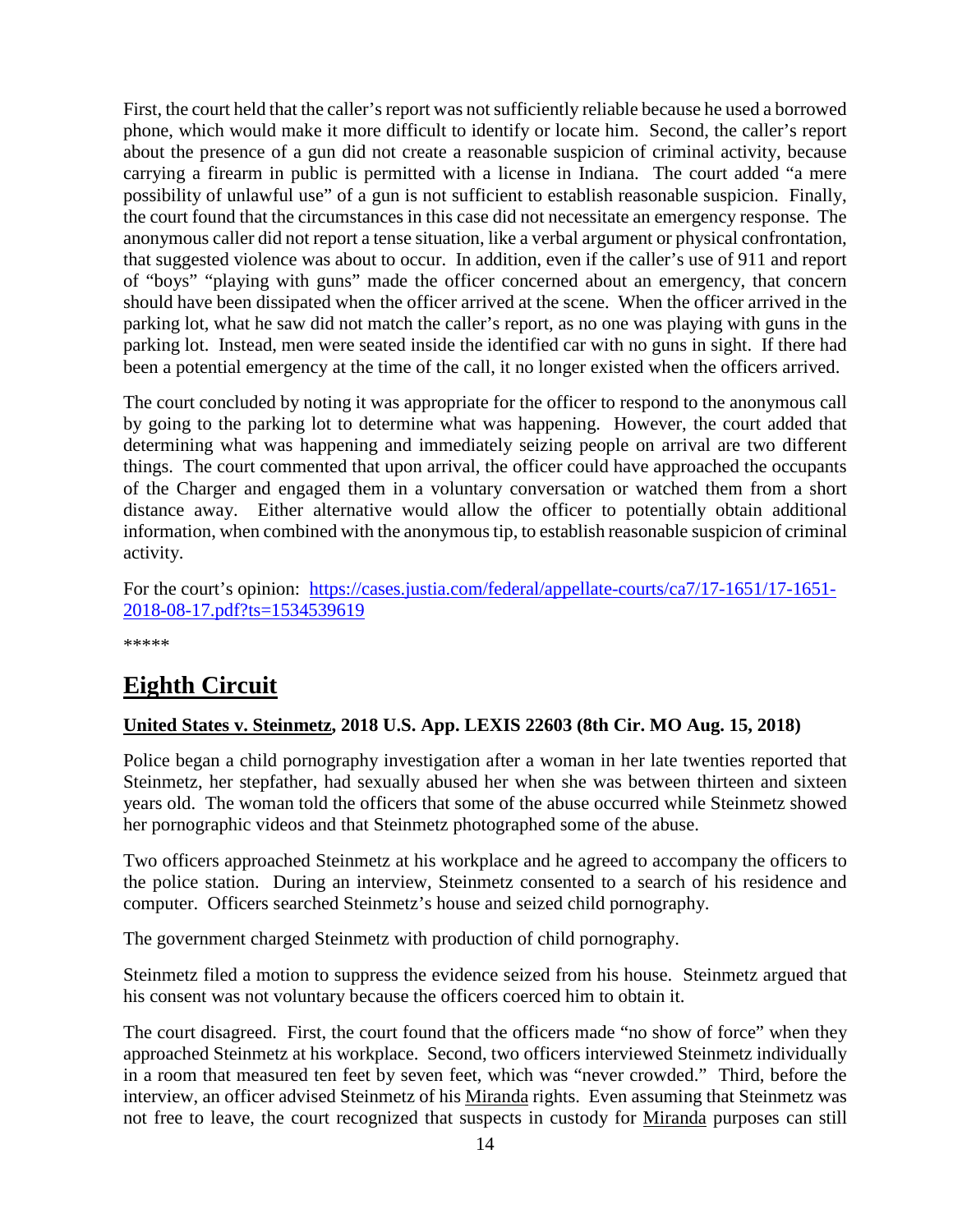First, the court held that the caller's report was not sufficiently reliable because he used a borrowed phone, which would make it more difficult to identify or locate him. Second, the caller's report about the presence of a gun did not create a reasonable suspicion of criminal activity, because carrying a firearm in public is permitted with a license in Indiana. The court added "a mere possibility of unlawful use" of a gun is not sufficient to establish reasonable suspicion. Finally, the court found that the circumstances in this case did not necessitate an emergency response. The anonymous caller did not report a tense situation, like a verbal argument or physical confrontation, that suggested violence was about to occur. In addition, even if the caller's use of 911 and report of "boys" "playing with guns" made the officer concerned about an emergency, that concern should have been dissipated when the officer arrived at the scene. When the officer arrived in the parking lot, what he saw did not match the caller's report, as no one was playing with guns in the parking lot. Instead, men were seated inside the identified car with no guns in sight. If there had been a potential emergency at the time of the call, it no longer existed when the officers arrived.

The court concluded by noting it was appropriate for the officer to respond to the anonymous call by going to the parking lot to determine what was happening. However, the court added that determining what was happening and immediately seizing people on arrival are two different things. The court commented that upon arrival, the officer could have approached the occupants of the Charger and engaged them in a voluntary conversation or watched them from a short distance away. Either alternative would allow the officer to potentially obtain additional information, when combined with the anonymous tip, to establish reasonable suspicion of criminal activity.

For the court's opinion: [https://cases.justia.com/federal/appellate-courts/ca7/17-1651/17-1651-2018-08-17.pdf?ts=1534539619](https://cases.justia.com/federal/appellate-courts/ca7/17-1651/17-1651-2018-08-17.pdf?ts=1534539619)

*****

## Eighth Circuit

### United States v. Steinmetz, 2018 U.S. App. LEXIS 22603 (8th Cir. MO Aug. 15, 2018)

Police began a child pornography investigation after a woman in her late twenties reported that Steinmetz, her stepfather, had sexually abused her when she was between thirteen and sixteen years old. The woman told the officers that some of the abuse occurred while Steinmetz showed her pornographic videos and that Steinmetz photographed some of the abuse.

Two officers approached Steinmetz at his workplace and he agreed to accompany the officers to the police station. During an interview, Steinmetz consented to a search of his residence and computer. Officers searched Steinmetz's house and seized child pornography.

The government charged Steinmetz with production of child pornography.

Steinmetz filed a motion to suppress the evidence seized from his house. Steinmetz argued that his consent was not voluntary because the officers coerced him to obtain it.

The court disagreed. First, the court found that the officers made "no show of force" when they approached Steinmetz at his workplace. Second, two officers interviewed Steinmetz individually in a room that measured ten feet by seven feet, which was "never crowded." Third, before the interview, an officer advised Steinmetz of his Miranda rights. Even assuming that Steinmetz was not free to leave, the court recognized that suspects in custody for Miranda purposes can still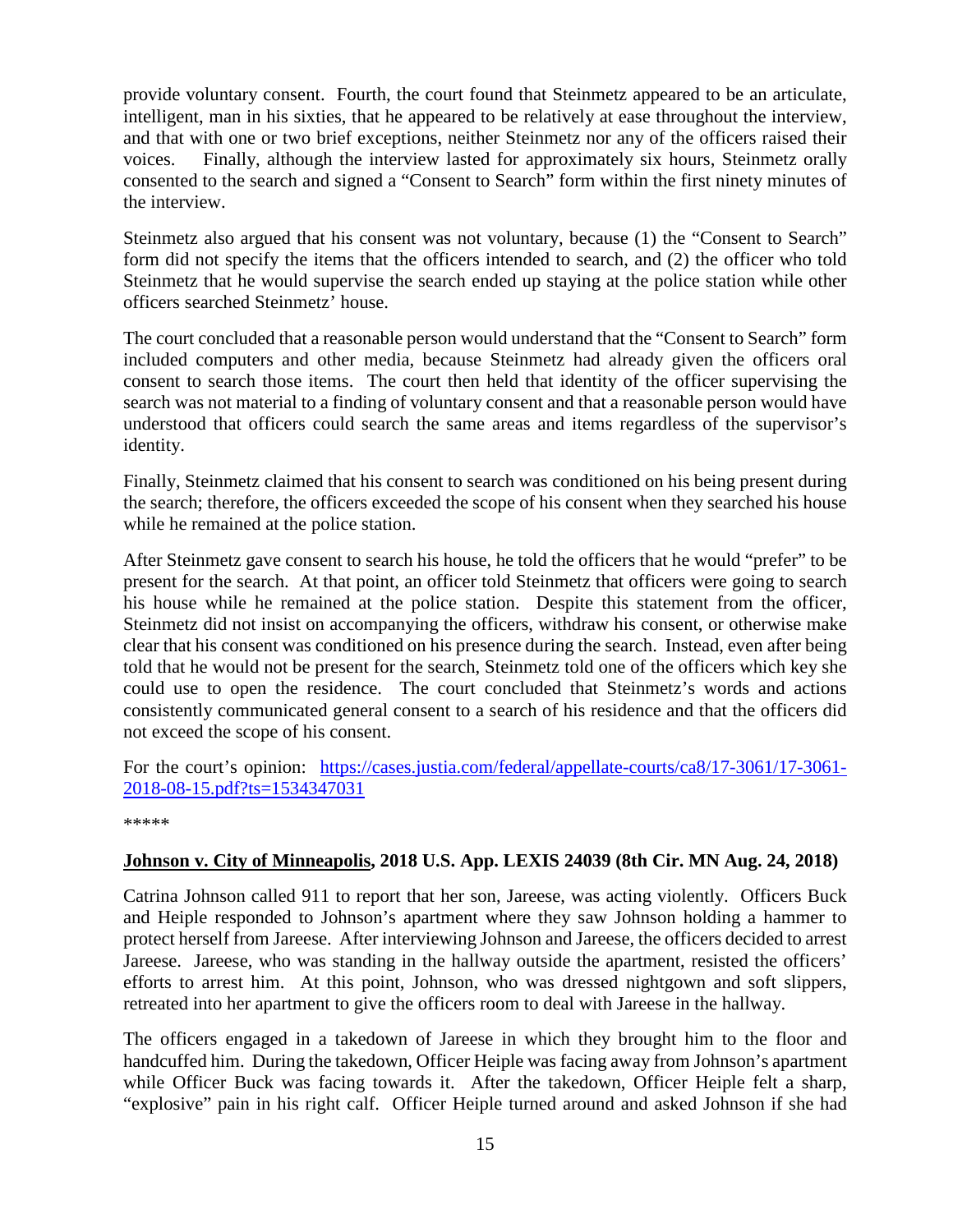provide voluntary consent. Fourth, the court found that Steinmetz appeared to be an articulate, intelligent, man in his sixties, that he appeared to be relatively at ease throughout the interview, and that with one or two brief exceptions, neither Steinmetz nor any of the officers raised their voices. Finally, although the interview lasted for approximately six hours, Steinmetz orally consented to the search and signed a "Consent to Search" form within the first ninety minutes of the interview.

Steinmetz also argued that his consent was not voluntary, because (1) the "Consent to Search" form did not specify the items that the officers intended to search, and (2) the officer who told Steinmetz that he would supervise the search ended up staying at the police station while other officers searched Steinmetz' house.

The court concluded that a reasonable person would understand that the "Consent to Search" form included computers and other media, because Steinmetz had already given the officers oral consent to search those items. The court then held that identity of the officer supervising the search was not material to a finding of voluntary consent and that a reasonable person would have understood that officers could search the same areas and items regardless of the supervisor's identity.

Finally, Steinmetz claimed that his consent to search was conditioned on his being present during the search; therefore, the officers exceeded the scope of his consent when they searched his house while he remained at the police station.

After Steinmetz gave consent to search his house, he told the officers that he would "prefer" to be present for the search. At that point, an officer told Steinmetz that officers were going to search his house while he remained at the police station. Despite this statement from the officer, Steinmetz did not insist on accompanying the officers, withdraw his consent, or otherwise make clear that his consent was conditioned on his presence during the search. Instead, even after being told that he would not be present for the search, Steinmetz told one of the officers which key she could use to open the residence. The court concluded that Steinmetz's words and actions consistently communicated general consent to a search of his residence and that the officers did not exceed the scope of his consent.

For the court's opinion: [https://cases.justia.com/federal/appellate-courts/ca8/17-3061/17-3061-2018-08-15.pdf?ts=1534347031](https://cases.justia.com/federal/appellate-courts/ca8/17-3061/17-3061-2018-08-15.pdf?ts=1534347031)

*****

**Johnson v. City of Minneapolis, 2018 U.S. App. LEXIS 24039 (8th Cir. MN Aug. 24, 2018)**

Catrina Johnson called 911 to report that her son, Jareese, was acting violently. Officers Buck and Heiple responded to Johnson's apartment where they saw Johnson holding a hammer to protect herself from Jareese. After interviewing Johnson and Jareese, the officers decided to arrest Jareese. Jareese, who was standing in the hallway outside the apartment, resisted the officers' efforts to arrest him. At this point, Johnson, who was dressed nightgown and soft slippers, retreated into her apartment to give the officers room to deal with Jareese in the hallway.

The officers engaged in a takedown of Jareese in which they brought him to the floor and handcuffed him. During the takedown, Officer Heiple was facing away from Johnson's apartment while Officer Buck was facing towards it. After the takedown, Officer Heiple felt a sharp, "explosive" pain in his right calf. Officer Heiple turned around and asked Johnson if she had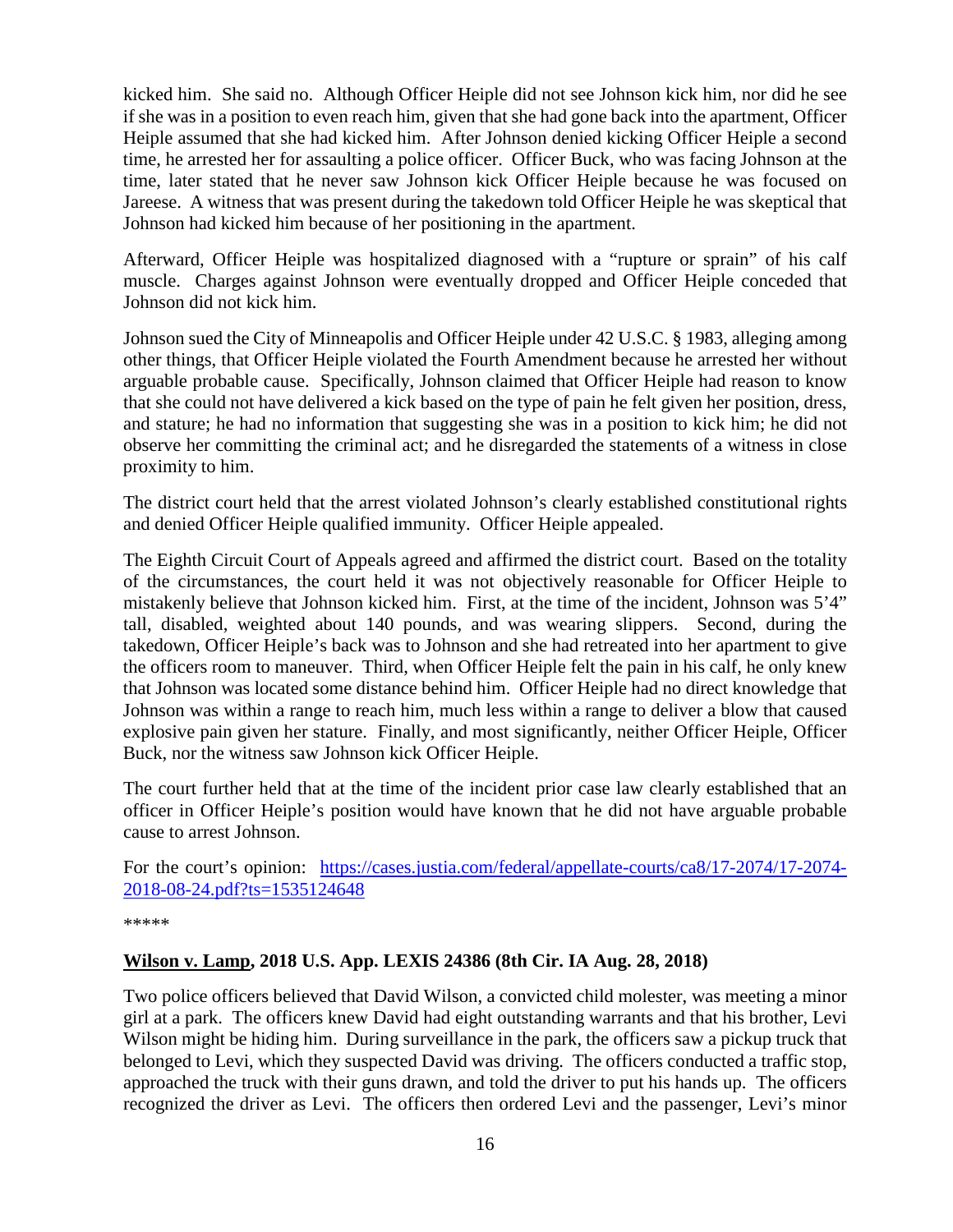kicked him. She said no. Although Officer Heiple did not see Johnson kick him, nor did he see if she was in a position to even reach him, given that she had gone back into the apartment, Officer Heiple assumed that she had kicked him. After Johnson denied kicking Officer Heiple a second time, he arrested her for assaulting a police officer. Officer Buck, who was facing Johnson at the time, later stated that he never saw Johnson kick Officer Heiple because he was focused on Jareese. A witness that was present during the takedown told Officer Heiple he was skeptical that Johnson had kicked him because of her positioning in the apartment.

Afterward, Officer Heiple was hospitalized diagnosed with a "rupture or sprain" of his calf muscle. Charges against Johnson were eventually dropped and Officer Heiple conceded that Johnson did not kick him.

Johnson sued the City of Minneapolis and Officer Heiple under 42 U.S.C. § 1983, alleging among other things, that Officer Heiple violated the Fourth Amendment because he arrested her without arguable probable cause. Specifically, Johnson claimed that Officer Heiple had reason to know that she could not have delivered a kick based on the type of pain he felt given her position, dress, and stature; he had no information that suggesting she was in a position to kick him; he did not observe her committing the criminal act; and he disregarded the statements of a witness in close proximity to him.

The district court held that the arrest violated Johnson's clearly established constitutional rights and denied Officer Heiple qualified immunity. Officer Heiple appealed.

The Eighth Circuit Court of Appeals agreed and affirmed the district court. Based on the totality of the circumstances, the court held it was not objectively reasonable for Officer Heiple to mistakenly believe that Johnson kicked him. First, at the time of the incident, Johnson was 5'4" tall, disabled, weighted about 140 pounds, and was wearing slippers. Second, during the takedown, Officer Heiple's back was to Johnson and she had retreated into her apartment to give the officers room to maneuver. Third, when Officer Heiple felt the pain in his calf, he only knew that Johnson was located some distance behind him. Officer Heiple had no direct knowledge that Johnson was within a range to reach him, much less within a range to deliver a blow that caused explosive pain given her stature. Finally, and most significantly, neither Officer Heiple, Officer Buck, nor the witness saw Johnson kick Officer Heiple.

The court further held that at the time of the incident prior case law clearly established that an officer in Officer Heiple's position would have known that he did not have arguable probable cause to arrest Johnson.

For the court's opinion: [https://cases.justia.com/federal/appellate-courts/ca8/17-2074/17-2074-2018-08-24.pdf?ts=1535124648](https://cases.justia.com/federal/appellate-courts/ca8/17-2074/17-2074-2018-08-24.pdf?ts=1535124648)

*****

**Wilson v. Lamp, 2018 U.S. App. LEXIS 24386 (8th Cir. IA Aug. 28, 2018)**

Two police officers believed that David Wilson, a convicted child molester, was meeting a minor girl at a park. The officers knew David had eight outstanding warrants and that his brother, Levi Wilson might be hiding him. During surveillance in the park, the officers saw a pickup truck that belonged to Levi, which they suspected David was driving. The officers conducted a traffic stop, approached the truck with their guns drawn, and told the driver to put his hands up. The officers recognized the driver as Levi. The officers then ordered Levi and the passenger, Levi's minor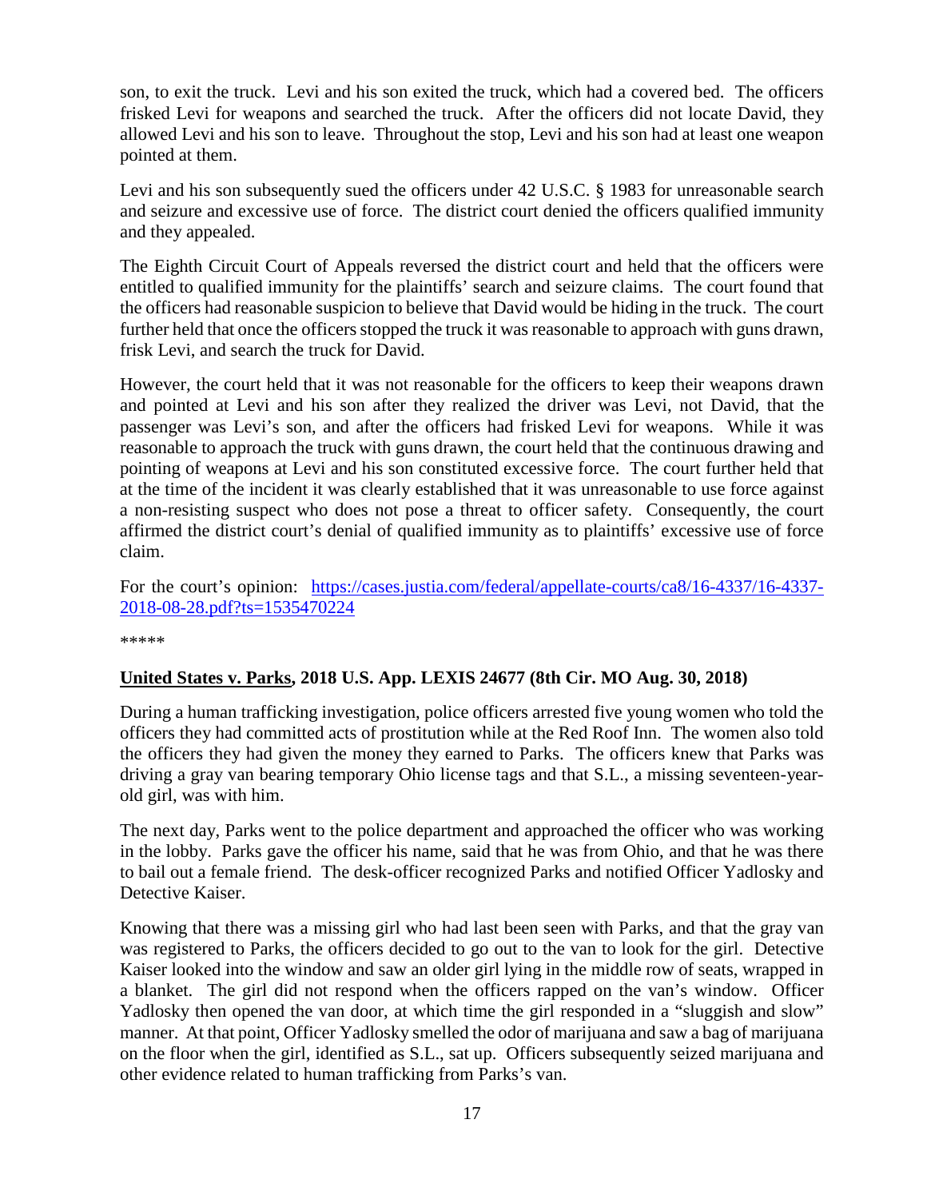son, to exit the truck. Levi and his son exited the truck, which had a covered bed. The officers frisked Levi for weapons and searched the truck. After the officers did not locate David, they allowed Levi and his son to leave. Throughout the stop, Levi and his son had at least one weapon pointed at them.

Levi and his son subsequently sued the officers under 42 U.S.C. § 1983 for unreasonable search and seizure and excessive use of force. The district court denied the officers qualified immunity and they appealed.

The Eighth Circuit Court of Appeals reversed the district court and held that the officers were entitled to qualified immunity for the plaintiffs' search and seizure claims. The court found that the officers had reasonable suspicion to believe that David would be hiding in the truck. The court further held that once the officers stopped the truck it was reasonable to approach with guns drawn, frisk Levi, and search the truck for David.

However, the court held that it was not reasonable for the officers to keep their weapons drawn and pointed at Levi and his son after they realized the driver was Levi, not David, that the passenger was Levi's son, and after the officers had frisked Levi for weapons. While it was reasonable to approach the truck with guns drawn, the court held that the continuous drawing and pointing of weapons at Levi and his son constituted excessive force. The court further held that at the time of the incident it was clearly established that it was unreasonable to use force against a non-resisting suspect who does not pose a threat to officer safety. Consequently, the court affirmed the district court's denial of qualified immunity as to plaintiffs' excessive use of force claim.

For the court's opinion: [https://cases.justia.com/federal/appellate-courts/ca8/16-4337/16-4337-2018-08-28.pdf?ts=1535470224](https://cases.justia.com/federal/appellate-courts/ca8/16-4337/16-4337-2018-08-28.pdf?ts=1535470224)

*****

**United States v. Parks, 2018 U.S. App. LEXIS 24677 (8th Cir. MO Aug. 30, 2018)**

During a human trafficking investigation, police officers arrested five young women who told the officers they had committed acts of prostitution while at the Red Roof Inn. The women also told the officers they had given the money they earned to Parks. The officers knew that Parks was driving a gray van bearing temporary Ohio license tags and that S.L., a missing seventeen-year-old girl, was with him.

The next day, Parks went to the police department and approached the officer who was working in the lobby. Parks gave the officer his name, said that he was from Ohio, and that he was there to bail out a female friend. The desk-officer recognized Parks and notified Officer Yadlosky and Detective Kaiser.

Knowing that there was a missing girl who had last been seen with Parks, and that the gray van was registered to Parks, the officers decided to go out to the van to look for the girl. Detective Kaiser looked into the window and saw an older girl lying in the middle row of seats, wrapped in a blanket. The girl did not respond when the officers rapped on the van's window. Officer Yadlosky then opened the van door, at which time the girl responded in a "sluggish and slow" manner. At that point, Officer Yadlosky smelled the odor of marijuana and saw a bag of marijuana on the floor when the girl, identified as S.L., sat up. Officers subsequently seized marijuana and other evidence related to human trafficking from Parks's van.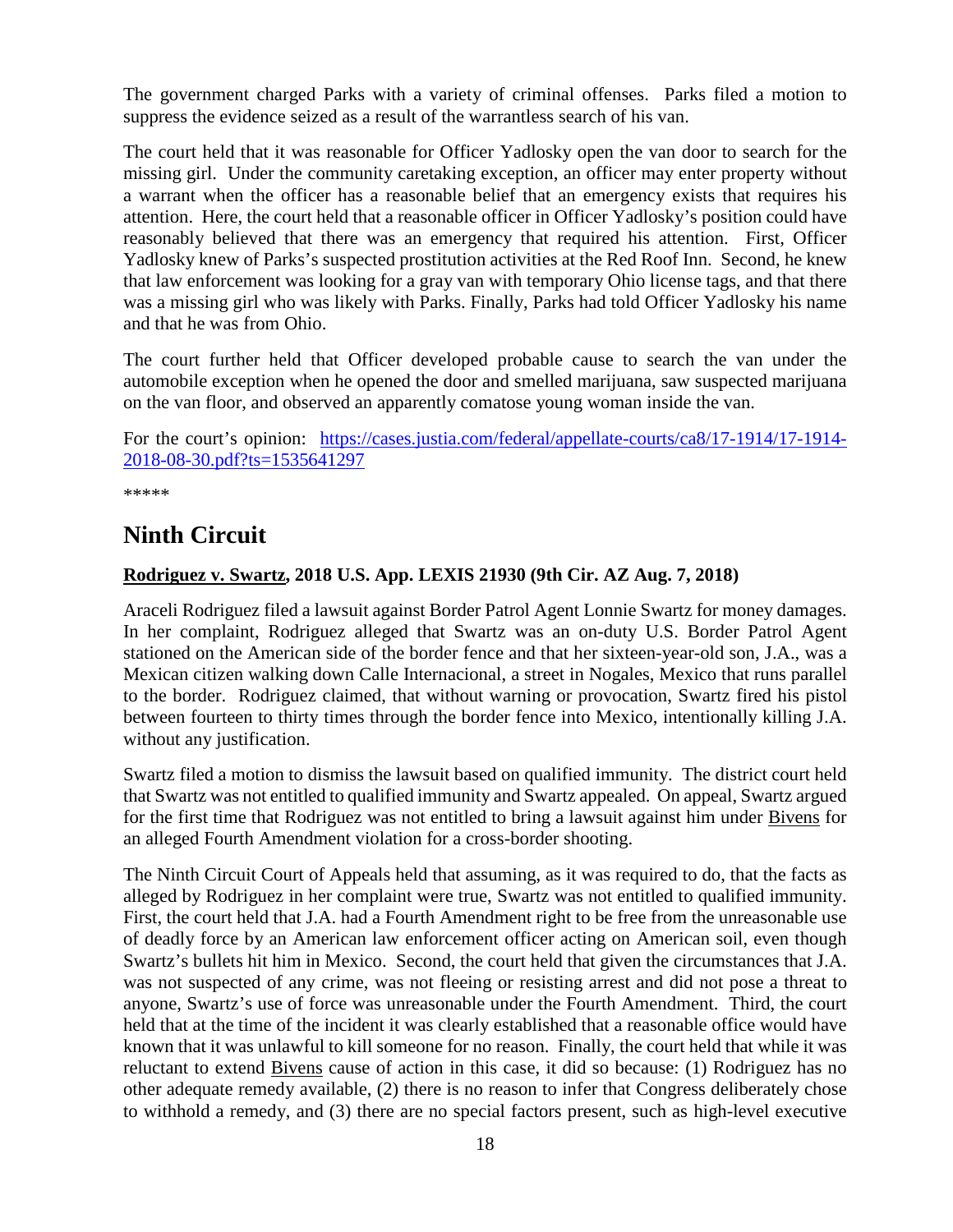The government charged Parks with a variety of criminal offenses. Parks filed a motion to suppress the evidence seized as a result of the warrantless search of his van.

The court held that it was reasonable for Officer Yadlosky open the van door to search for the missing girl. Under the community caretaking exception, an officer may enter property without a warrant when the officer has a reasonable belief that an emergency exists that requires his attention. Here, the court held that a reasonable officer in Officer Yadlosky's position could have reasonably believed that there was an emergency that required his attention. First, Officer Yadlosky knew of Parks's suspected prostitution activities at the Red Roof Inn. Second, he knew that law enforcement was looking for a gray van with temporary Ohio license tags, and that there was a missing girl who was likely with Parks. Finally, Parks had told Officer Yadlosky his name and that he was from Ohio.

The court further held that Officer developed probable cause to search the van under the automobile exception when he opened the door and smelled marijuana, saw suspected marijuana on the van floor, and observed an apparently comatose young woman inside the van.

For the court's opinion: [https://cases.justia.com/federal/appellate-courts/ca8/17-1914/17-1914-2018-08-30.pdf?ts=1535641297](https://cases.justia.com/federal/appellate-courts/ca8/17-1914/17-1914-2018-08-30.pdf?ts=1535641297)

*****

## Ninth Circuit

### Rodriguez v. Swartz, 2018 U.S. App. LEXIS 21930 (9th Cir. AZ Aug. 7, 2018)

Araceli Rodriguez filed a lawsuit against Border Patrol Agent Lonnie Swartz for money damages. In her complaint, Rodriguez alleged that Swartz was an on-duty U.S. Border Patrol Agent stationed on the American side of the border fence and that her sixteen-year-old son, J.A., was a Mexican citizen walking down Calle Internacional, a street in Nogales, Mexico that runs parallel to the border. Rodriguez claimed, that without warning or provocation, Swartz fired his pistol between fourteen to thirty times through the border fence into Mexico, intentionally killing J.A. without any justification.

Swartz filed a motion to dismiss the lawsuit based on qualified immunity. The district court held that Swartz was not entitled to qualified immunity and Swartz appealed. On appeal, Swartz argued for the first time that Rodriguez was not entitled to bring a lawsuit against him under Bivens for an alleged Fourth Amendment violation for a cross-border shooting.

The Ninth Circuit Court of Appeals held that assuming, as it was required to do, that the facts as alleged by Rodriguez in her complaint were true, Swartz was not entitled to qualified immunity. First, the court held that J.A. had a Fourth Amendment right to be free from the unreasonable use of deadly force by an American law enforcement officer acting on American soil, even though Swartz's bullets hit him in Mexico. Second, the court held that given the circumstances that J.A. was not suspected of any crime, was not fleeing or resisting arrest and did not pose a threat to anyone, Swartz's use of force was unreasonable under the Fourth Amendment. Third, the court held that at the time of the incident it was clearly established that a reasonable office would have known that it was unlawful to kill someone for no reason. Finally, the court held that while it was reluctant to extend Bivens cause of action in this case, it did so because: (1) Rodriguez has no other adequate remedy available, (2) there is no reason to infer that Congress deliberately chose to withhold a remedy, and (3) there are no special factors present, such as high-level executive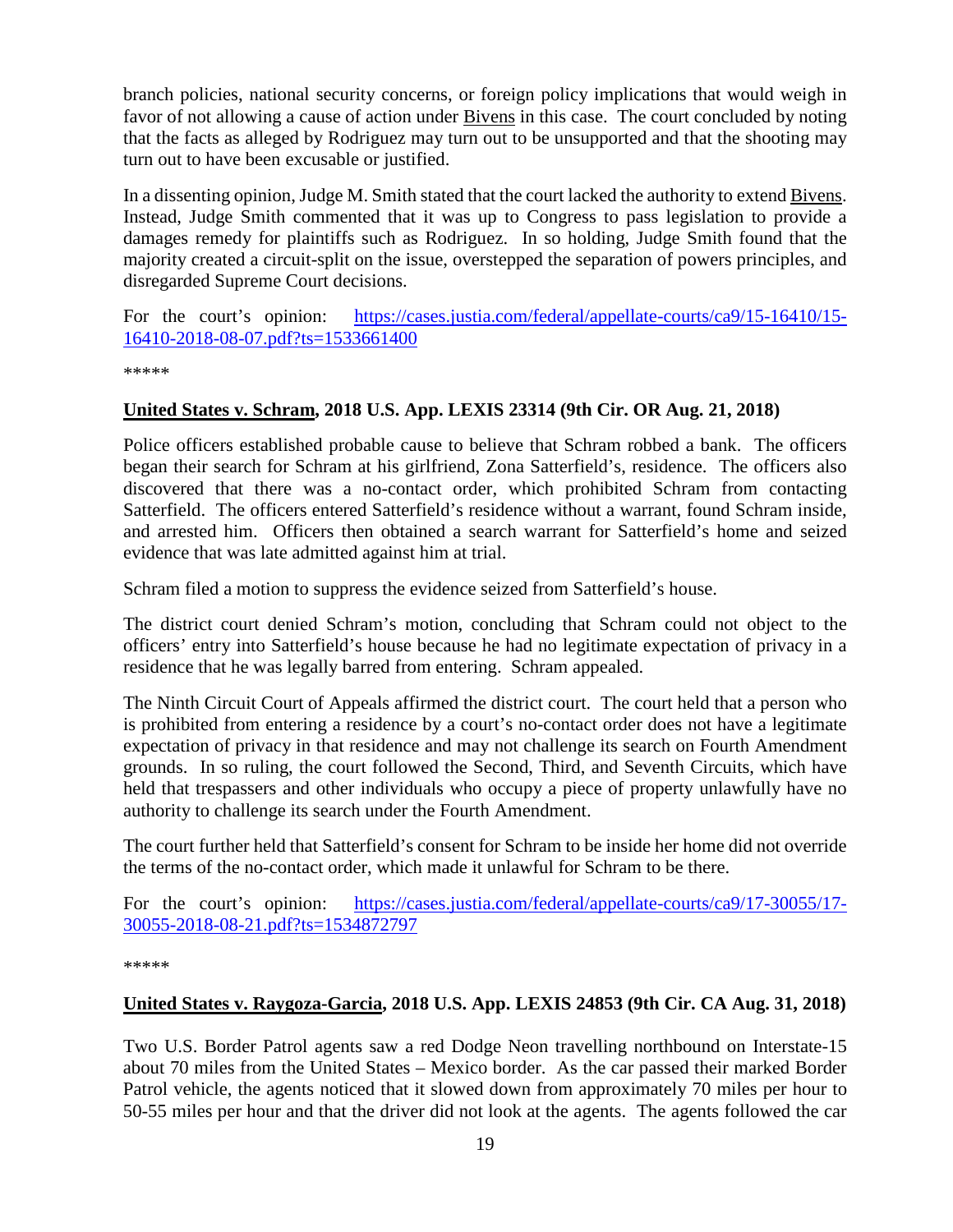branch policies, national security concerns, or foreign policy implications that would weigh in favor of not allowing a cause of action under Bivens in this case. The court concluded by noting that the facts as alleged by Rodriguez may turn out to be unsupported and that the shooting may turn out to have been excusable or justified.

In a dissenting opinion, Judge M. Smith stated that the court lacked the authority to extend Bivens. Instead, Judge Smith commented that it was up to Congress to pass legislation to provide a damages remedy for plaintiffs such as Rodriguez. In so holding, Judge Smith found that the majority created a circuit-split on the issue, overstepped the separation of powers principles, and disregarded Supreme Court decisions.

For the court's opinion: [https://cases.justia.com/federal/appellate-courts/ca9/15-16410/15-16410-2018-08-07.pdf?ts=1533661400](https://cases.justia.com/federal/appellate-courts/ca9/15-16410/15-16410-2018-08-07.pdf?ts=1533661400)

*****

**United States v. Schram, 2018 U.S. App. LEXIS 23314 (9th Cir. OR Aug. 21, 2018)**

Police officers established probable cause to believe that Schram robbed a bank. The officers began their search for Schram at his girlfriend, Zona Satterfield's, residence. The officers also discovered that there was a no-contact order, which prohibited Schram from contacting Satterfield. The officers entered Satterfield's residence without a warrant, found Schram inside, and arrested him. Officers then obtained a search warrant for Satterfield's home and seized evidence that was late admitted against him at trial.

Schram filed a motion to suppress the evidence seized from Satterfield's house.

The district court denied Schram's motion, concluding that Schram could not object to the officers' entry into Satterfield's house because he had no legitimate expectation of privacy in a residence that he was legally barred from entering. Schram appealed.

The Ninth Circuit Court of Appeals affirmed the district court. The court held that a person who is prohibited from entering a residence by a court's no-contact order does not have a legitimate expectation of privacy in that residence and may not challenge its search on Fourth Amendment grounds. In so ruling, the court followed the Second, Third, and Seventh Circuits, which have held that trespassers and other individuals who occupy a piece of property unlawfully have no authority to challenge its search under the Fourth Amendment.

The court further held that Satterfield's consent for Schram to be inside her home did not override the terms of the no-contact order, which made it unlawful for Schram to be there.

For the court's opinion: [https://cases.justia.com/federal/appellate-courts/ca9/17-30055/17-30055-2018-08-21.pdf?ts=1534872797](https://cases.justia.com/federal/appellate-courts/ca9/17-30055/17-30055-2018-08-21.pdf?ts=1534872797)

*****

**United States v. Raygoza-Garcia, 2018 U.S. App. LEXIS 24853 (9th Cir. CA Aug. 31, 2018)**

Two U.S. Border Patrol agents saw a red Dodge Neon travelling northbound on Interstate-15 about 70 miles from the United States – Mexico border. As the car passed their marked Border Patrol vehicle, the agents noticed that it slowed down from approximately 70 miles per hour to 50-55 miles per hour and that the driver did not look at the agents. The agents followed the car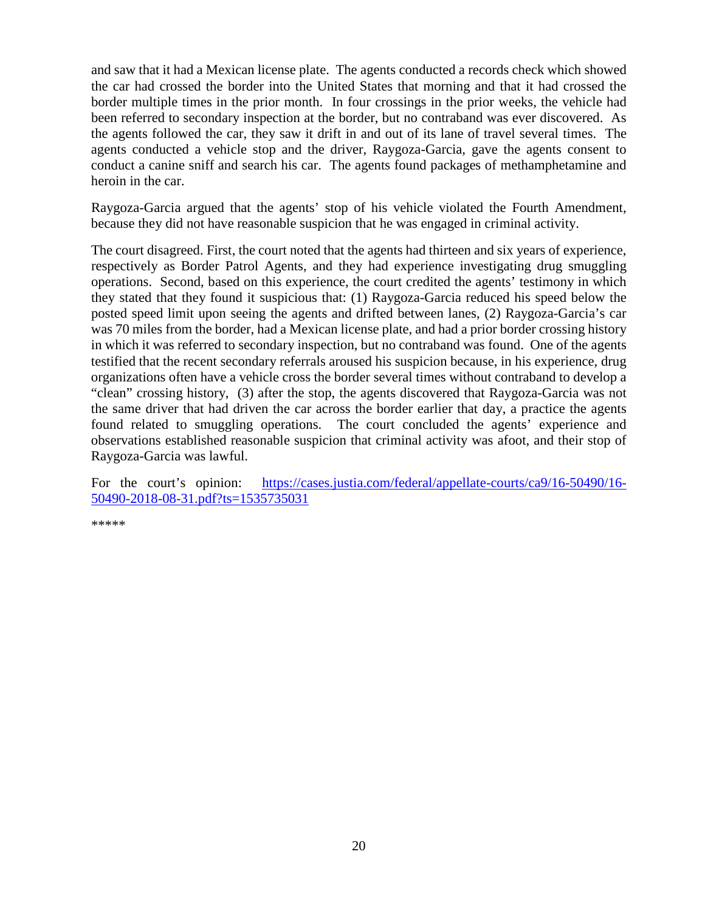and saw that it had a Mexican license plate. The agents conducted a records check which showed the car had crossed the border into the United States that morning and that it had crossed the border multiple times in the prior month. In four crossings in the prior weeks, the vehicle had been referred to secondary inspection at the border, but no contraband was ever discovered. As the agents followed the car, they saw it drift in and out of its lane of travel several times. The agents conducted a vehicle stop and the driver, Raygoza-Garcia, gave the agents consent to conduct a canine sniff and search his car. The agents found packages of methamphetamine and heroin in the car.

Raygoza-Garcia argued that the agents' stop of his vehicle violated the Fourth Amendment, because they did not have reasonable suspicion that he was engaged in criminal activity.

The court disagreed. First, the court noted that the agents had thirteen and six years of experience, respectively as Border Patrol Agents, and they had experience investigating drug smuggling operations. Second, based on this experience, the court credited the agents' testimony in which they stated that they found it suspicious that: (1) Raygoza-Garcia reduced his speed below the posted speed limit upon seeing the agents and drifted between lanes, (2) Raygoza-Garcia's car was 70 miles from the border, had a Mexican license plate, and had a prior border crossing history in which it was referred to secondary inspection, but no contraband was found. One of the agents testified that the recent secondary referrals aroused his suspicion because, in his experience, drug organizations often have a vehicle cross the border several times without contraband to develop a "clean" crossing history, (3) after the stop, the agents discovered that Raygoza-Garcia was not the same driver that had driven the car across the border earlier that day, a practice the agents found related to smuggling operations. The court concluded the agents' experience and observations established reasonable suspicion that criminal activity was afoot, and their stop of Raygoza-Garcia was lawful.

For the court's opinion: [https://cases.justia.com/federal/appellate-courts/ca9/16-50490/16-50490-2018-08-31.pdf?ts=1535735031](https://cases.justia.com/federal/appellate-courts/ca9/16-50490/16-50490-2018-08-31.pdf?ts=1535735031)

*****